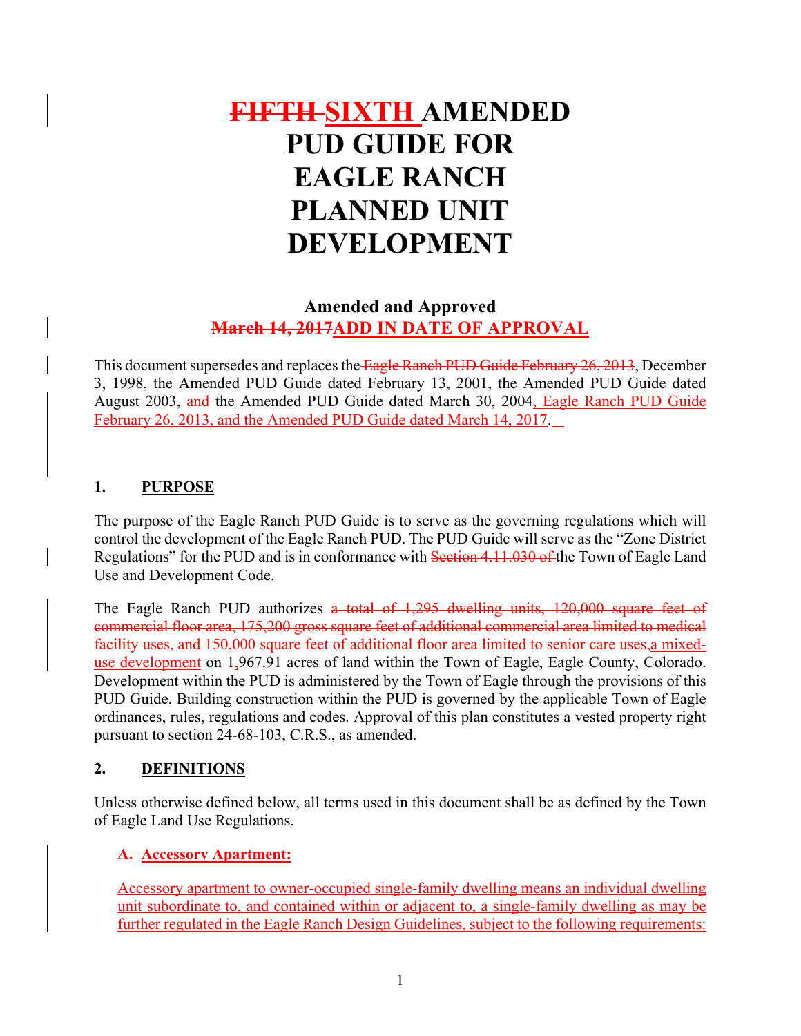# ~~FIFTH~~ SIXTH AMENDED PUD GUIDE FOR EAGLE RANCH PLANNED UNIT DEVELOPMENT

**Amended and Approved**
**~~March 14, 2017~~ADD IN DATE OF APPROVAL**

This document supersedes and replaces the ~~Eagle Ranch PUD Guide February 26, 2013~~, December 3, 1998, the Amended PUD Guide dated February 13, 2001, the Amended PUD Guide dated August 2003, ~~and~~ the Amended PUD Guide dated March 30, 2004, Eagle Ranch PUD Guide February 26, 2013, and the Amended PUD Guide dated March 14, 2017.

## 1. PURPOSE

The purpose of the Eagle Ranch PUD Guide is to serve as the governing regulations which will control the development of the Eagle Ranch PUD. The PUD Guide will serve as the "Zone District Regulations" for the PUD and is in conformance with ~~Section 4.11.030 of~~ the Town of Eagle Land Use and Development Code.

The Eagle Ranch PUD authorizes ~~a total of 1,295 dwelling units, 120,000 square feet of commercial floor area, 175,200 gross square feet of additional commercial area limited to medical facility uses, and 150,000 square feet of additional floor area limited to senior care uses,~~ a mixed-use development on 1,967.91 acres of land within the Town of Eagle, Eagle County, Colorado. Development within the PUD is administered by the Town of Eagle through the provisions of this PUD Guide. Building construction within the PUD is governed by the applicable Town of Eagle ordinances, rules, regulations and codes. Approval of this plan constitutes a vested property right pursuant to section 24-68-103, C.R.S., as amended.

## 2. DEFINITIONS

Unless otherwise defined below, all terms used in this document shall be as defined by the Town of Eagle Land Use Regulations.

**~~A.~~ Accessory Apartment:**

Accessory apartment to owner-occupied single-family dwelling means an individual dwelling unit subordinate to, and contained within or adjacent to, a single-family dwelling as may be further regulated in the Eagle Ranch Design Guidelines, subject to the following requirements: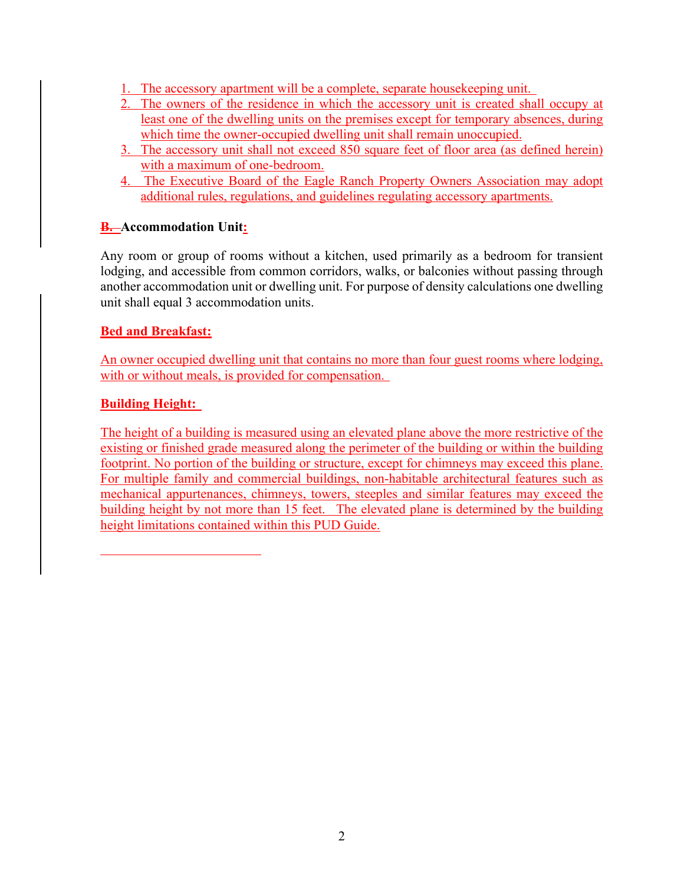1. The accessory apartment will be a complete, separate housekeeping unit.
2. The owners of the residence in which the accessory unit is created shall occupy at least one of the dwelling units on the premises except for temporary absences, during which time the owner-occupied dwelling unit shall remain unoccupied.
3. The accessory unit shall not exceed 850 square feet of floor area (as defined herein) with a maximum of one-bedroom.
4. The Executive Board of the Eagle Ranch Property Owners Association may adopt additional rules, regulations, and guidelines regulating accessory apartments.

**~~B.~~ Accommodation Unit:**

Any room or group of rooms without a kitchen, used primarily as a bedroom for transient lodging, and accessible from common corridors, walks, or balconies without passing through another accommodation unit or dwelling unit. For purpose of density calculations one dwelling unit shall equal 3 accommodation units.

**Bed and Breakfast:**

An owner occupied dwelling unit that contains no more than four guest rooms where lodging, with or without meals, is provided for compensation.

**Building Height:**

The height of a building is measured using an elevated plane above the more restrictive of the existing or finished grade measured along the perimeter of the building or within the building footprint. No portion of the building or structure, except for chimneys may exceed this plane. For multiple family and commercial buildings, non-habitable architectural features such as mechanical appurtenances, chimneys, towers, steeples and similar features may exceed the building height by not more than 15 feet. The elevated plane is determined by the building height limitations contained within this PUD Guide.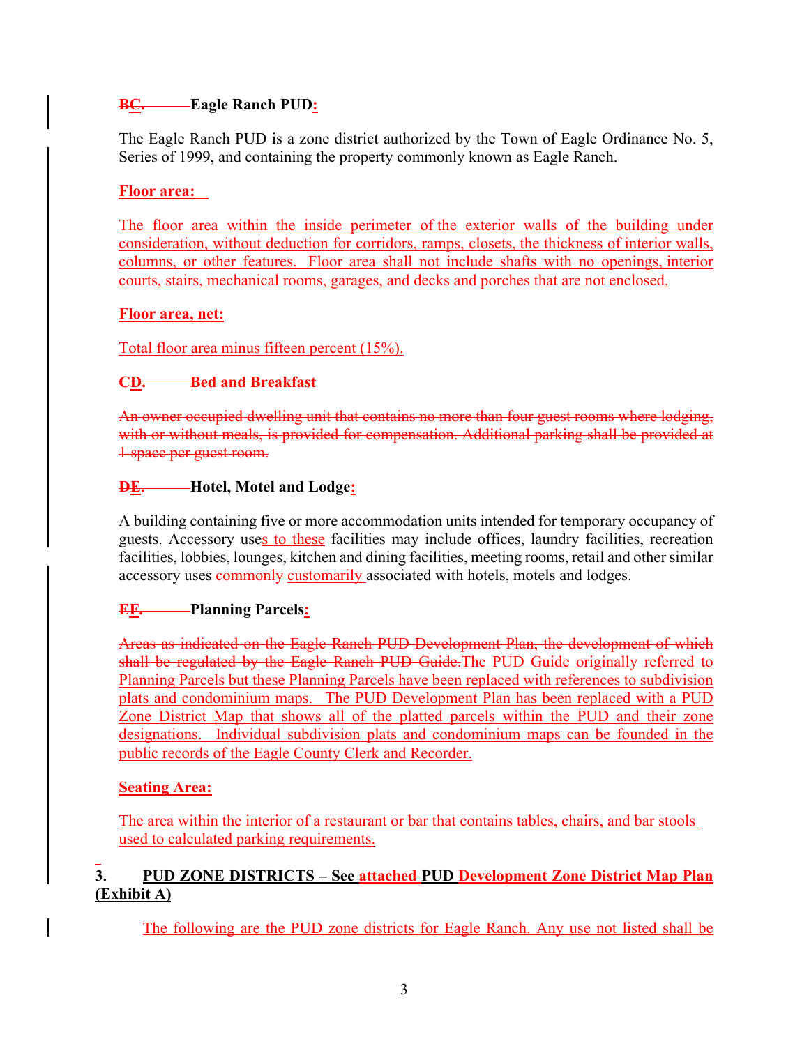**BC. Eagle Ranch PUD:**

The Eagle Ranch PUD is a zone district authorized by the Town of Eagle Ordinance No. 5, Series of 1999, and containing the property commonly known as Eagle Ranch.

**Floor area:**

The floor area within the inside perimeter of the exterior walls of the building under consideration, without deduction for corridors, ramps, closets, the thickness of interior walls, columns, or other features. Floor area shall not include shafts with no openings, interior courts, stairs, mechanical rooms, garages, and decks and porches that are not enclosed.

**Floor area, net:**

Total floor area minus fifteen percent (15%).

**~~C~~D. ~~Bed and Breakfast~~**

~~An owner occupied dwelling unit that contains no more than four guest rooms where lodging, with or without meals, is provided for compensation. Additional parking shall be provided at 1 space per guest room.~~

**~~D~~E. Hotel, Motel and Lodge:**

A building containing five or more accommodation units intended for temporary occupancy of guests. Accessory uses to these facilities may include offices, laundry facilities, recreation facilities, lobbies, lounges, kitchen and dining facilities, meeting rooms, retail and other similar accessory uses ~~commonly~~ customarily associated with hotels, motels and lodges.

**~~E~~F. Planning Parcels:**

~~Areas as indicated on the Eagle Ranch PUD Development Plan, the development of which shall be regulated by the Eagle Ranch PUD Guide.~~The PUD Guide originally referred to Planning Parcels but these Planning Parcels have been replaced with references to subdivision plats and condominium maps. The PUD Development Plan has been replaced with a PUD Zone District Map that shows all of the platted parcels within the PUD and their zone designations. Individual subdivision plats and condominium maps can be founded in the public records of the Eagle County Clerk and Recorder.

**Seating Area:**

The area within the interior of a restaurant or bar that contains tables, chairs, and bar stools used to calculated parking requirements.

## 3. PUD ZONE DISTRICTS – See ~~attached~~ PUD ~~Development~~ Zone District Map ~~Plan~~ (Exhibit A)

The following are the PUD zone districts for Eagle Ranch. Any use not listed shall be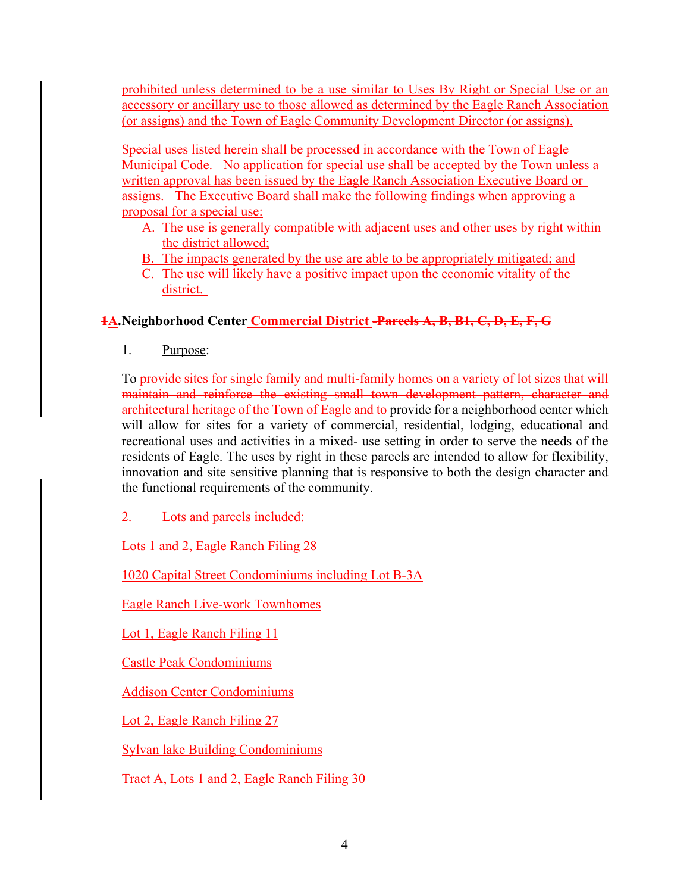prohibited unless determined to be a use similar to Uses By Right or Special Use or an accessory or ancillary use to those allowed as determined by the Eagle Ranch Association (or assigns) and the Town of Eagle Community Development Director (or assigns).

Special uses listed herein shall be processed in accordance with the Town of Eagle Municipal Code. No application for special use shall be accepted by the Town unless a written approval has been issued by the Eagle Ranch Association Executive Board or assigns. The Executive Board shall make the following findings when approving a proposal for a special use:

A. The use is generally compatible with adjacent uses and other uses by right within the district allowed;
B. The impacts generated by the use are able to be appropriately mitigated; and
C. The use will likely have a positive impact upon the economic vitality of the district.

**~~1~~A. Neighborhood Center Commercial District ~~- Parcels A, B, B1, C, D, E, F, G~~**

1. Purpose:

To ~~provide sites for single family and multi-family homes on a variety of lot sizes that will maintain and reinforce the existing small town development pattern, character and architectural heritage of the Town of Eagle and to~~ provide for a neighborhood center which will allow for sites for a variety of commercial, residential, lodging, educational and recreational uses and activities in a mixed- use setting in order to serve the needs of the residents of Eagle. The uses by right in these parcels are intended to allow for flexibility, innovation and site sensitive planning that is responsive to both the design character and the functional requirements of the community.

2. Lots and parcels included:

Lots 1 and 2, Eagle Ranch Filing 28

1020 Capital Street Condominiums including Lot B-3A

Eagle Ranch Live-work Townhomes

Lot 1, Eagle Ranch Filing 11

Castle Peak Condominiums

Addison Center Condominiums

Lot 2, Eagle Ranch Filing 27

Sylvan lake Building Condominiums

Tract A, Lots 1 and 2, Eagle Ranch Filing 30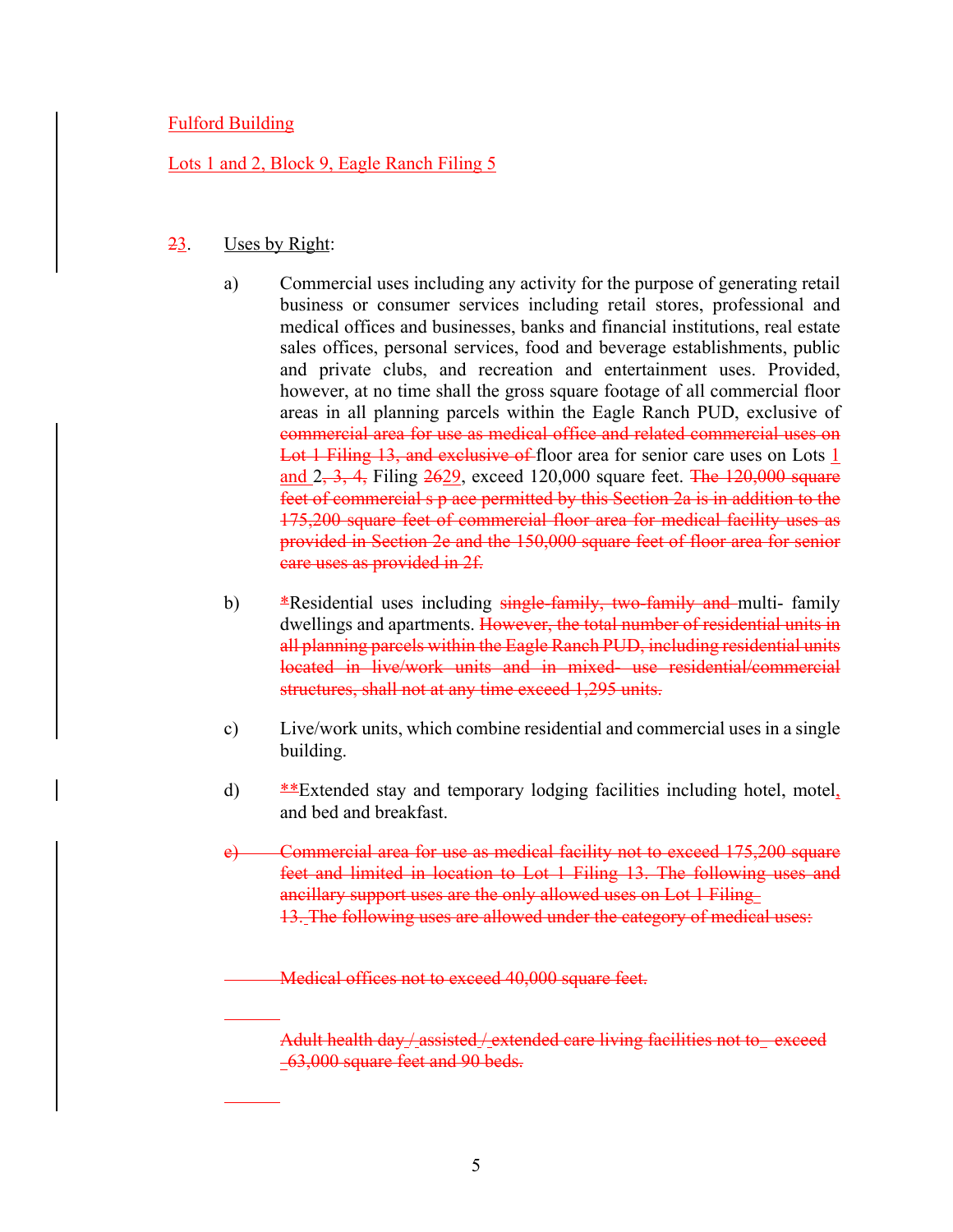Fulford Building

Lots 1 and 2, Block 9, Eagle Ranch Filing 5

23. Uses by Right:

a) Commercial uses including any activity for the purpose of generating retail business or consumer services including retail stores, professional and medical offices and businesses, banks and financial institutions, real estate sales offices, personal services, food and beverage establishments, public and private clubs, and recreation and entertainment uses. Provided, however, at no time shall the gross square footage of all commercial floor areas in all planning parcels within the Eagle Ranch PUD, exclusive of commercial area for use as medical office and related commercial uses on Lot 1 Filing 13, and exclusive of floor area for senior care uses on Lots 1 and 2, 3, 4, Filing 2629, exceed 120,000 square feet. The 120,000 square feet of commercial s p ace permitted by this Section 2a is in addition to the 175,200 square feet of commercial floor area for medical facility uses as provided in Section 2e and the 150,000 square feet of floor area for senior care uses as provided in 2f.

b) *Residential uses including single-family, two-family and multi- family dwellings and apartments. However, the total number of residential units in all planning parcels within the Eagle Ranch PUD, including residential units located in live/work units and in mixed- use residential/commercial structures, shall not at any time exceed 1,295 units.

c) Live/work units, which combine residential and commercial uses in a single building.

d) **Extended stay and temporary lodging facilities including hotel, motel, and bed and breakfast.

e) Commercial area for use as medical facility not to exceed 175,200 square feet and limited in location to Lot 1 Filing 13. The following uses and ancillary support uses are the only allowed uses on Lot 1 Filing 13. The following uses are allowed under the category of medical uses:

Medical offices not to exceed 40,000 square feet.

Adult health day / assisted / extended care living facilities not to exceed 63,000 square feet and 90 beds.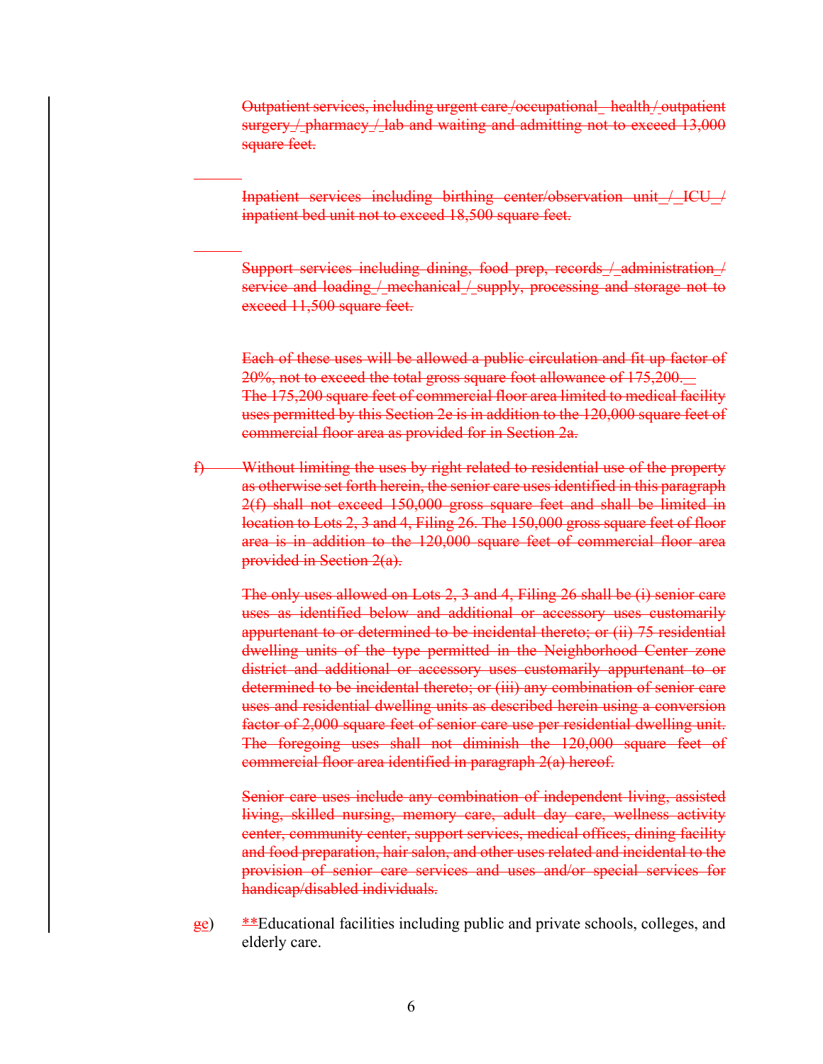~~Outpatient services, including urgent care /occupational health / outpatient surgery / pharmacy / lab and waiting and admitting not to exceed 13,000 square feet.~~

~~Inpatient services including birthing center/observation unit / ICU / inpatient bed unit not to exceed 18,500 square feet.~~

~~Support services including dining, food prep, records / administration / service and loading / mechanical / supply, processing and storage not to exceed 11,500 square feet.~~

~~Each of these uses will be allowed a public circulation and fit up factor of 20%, not to exceed the total gross square foot allowance of 175,200. The 175,200 square feet of commercial floor area limited to medical facility uses permitted by this Section 2e is in addition to the 120,000 square feet of commercial floor area as provided for in Section 2a.~~

~~f) Without limiting the uses by right related to residential use of the property as otherwise set forth herein, the senior care uses identified in this paragraph 2(f) shall not exceed 150,000 gross square feet and shall be limited in location to Lots 2, 3 and 4, Filing 26. The 150,000 gross square feet of floor area is in addition to the 120,000 square feet of commercial floor area provided in Section 2(a).~~

~~The only uses allowed on Lots 2, 3 and 4, Filing 26 shall be (i) senior care uses as identified below and additional or accessory uses customarily appurtenant to or determined to be incidental thereto; or (ii) 75 residential dwelling units of the type permitted in the Neighborhood Center zone district and additional or accessory uses customarily appurtenant to or determined to be incidental thereto; or (iii) any combination of senior care uses and residential dwelling units as described herein using a conversion factor of 2,000 square feet of senior care use per residential dwelling unit. The foregoing uses shall not diminish the 120,000 square feet of commercial floor area identified in paragraph 2(a) hereof.~~

~~Senior care uses include any combination of independent living, assisted living, skilled nursing, memory care, adult day care, wellness activity center, community center, support services, medical offices, dining facility and food preparation, hair salon, and other uses related and incidental to the provision of senior care services and uses and/or special services for handicap/disabled individuals.~~

g~~e~~) **Educational facilities including public and private schools, colleges, and elderly care.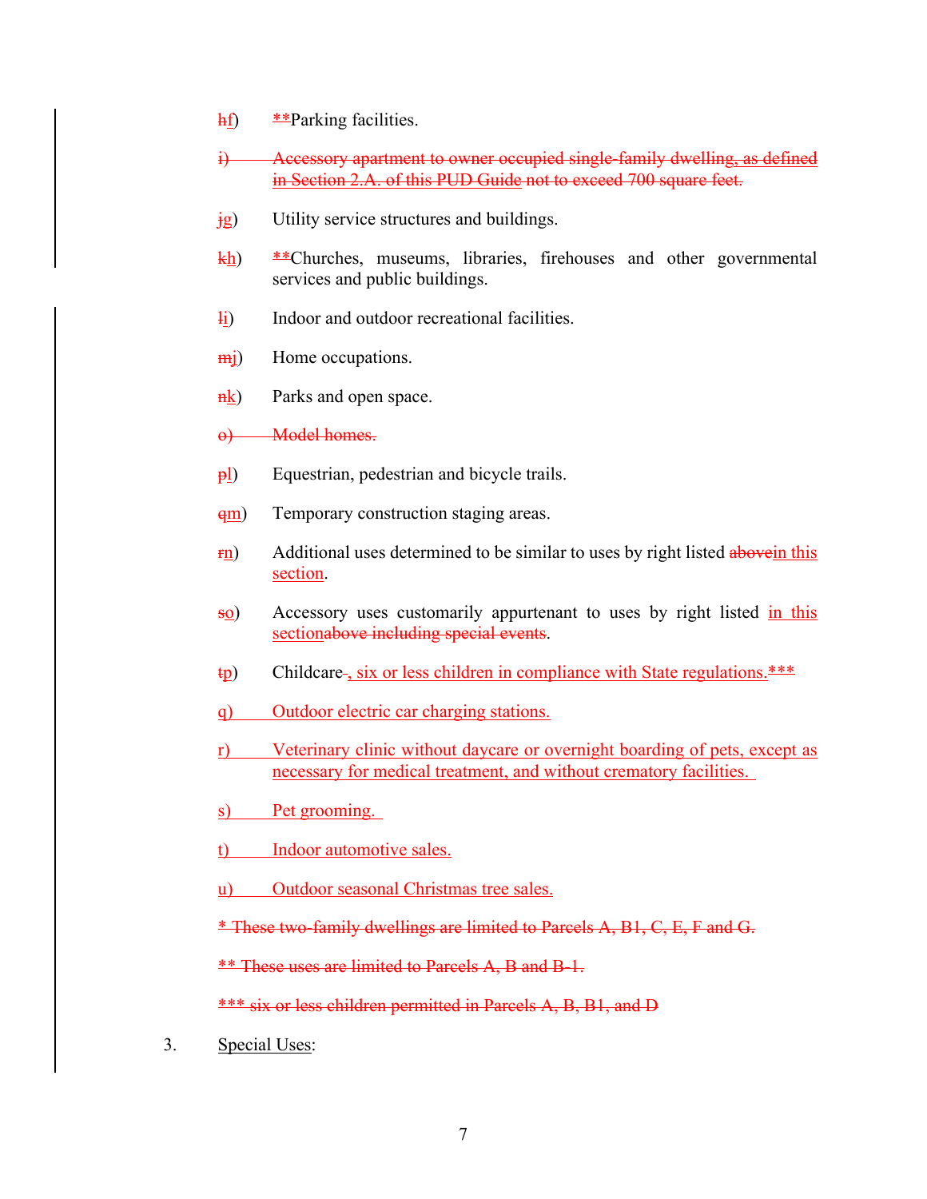hf) **Parking facilities.

i) Accessory apartment to owner occupied single-family dwelling, as defined in Section 2.A. of this PUD Guide not to exceed 700 square feet.

jg) Utility service structures and buildings.

kh) **Churches, museums, libraries, firehouses and other governmental services and public buildings.

li) Indoor and outdoor recreational facilities.

mj) Home occupations.

nk) Parks and open space.

o) Model homes.

pl) Equestrian, pedestrian and bicycle trails.

qm) Temporary construction staging areas.

rn) Additional uses determined to be similar to uses by right listed abovein this section.

so) Accessory uses customarily appurtenant to uses by right listed in this sectionabove including special events.

tp) Childcare-, six or less children in compliance with State regulations.***

q) Outdoor electric car charging stations.

r) Veterinary clinic without daycare or overnight boarding of pets, except as necessary for medical treatment, and without crematory facilities.

s) Pet grooming.

t) Indoor automotive sales.

u) Outdoor seasonal Christmas tree sales.

* These two-family dwellings are limited to Parcels A, B1, C, E, F and G.

** These uses are limited to Parcels A, B and B-1.

*** six or less children permitted in Parcels A, B, B1, and D

3. Special Uses: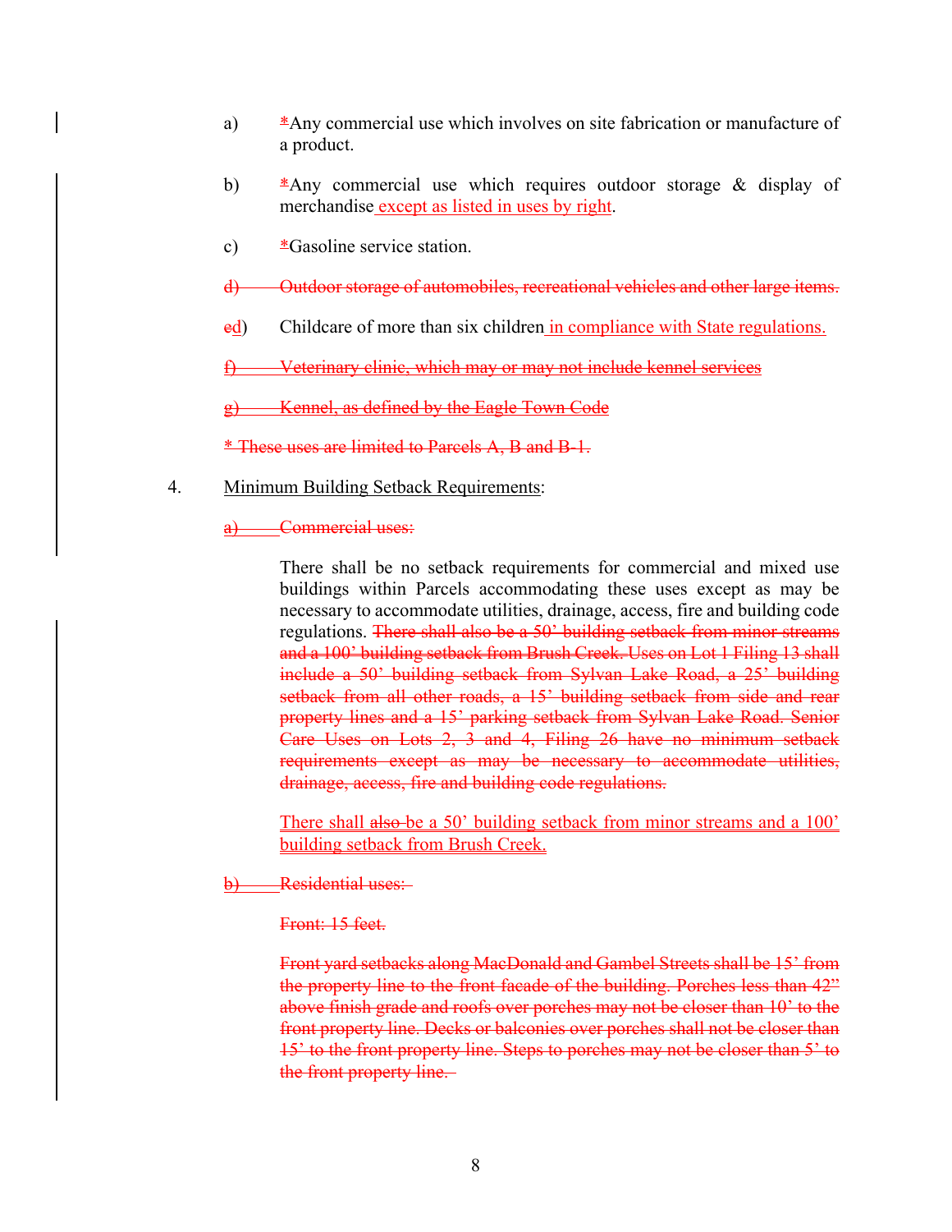a) *Any commercial use which involves on site fabrication or manufacture of a product.

b) *Any commercial use which requires outdoor storage & display of merchandise except as listed in uses by right.

c) *Gasoline service station.

~~d) Outdoor storage of automobiles, recreational vehicles and other large items.~~

~~e~~d) Childcare of more than six children in compliance with State regulations.

~~f) Veterinary clinic, which may or may not include kennel services~~

~~g) Kennel, as defined by the Eagle Town Code~~

~~* These uses are limited to Parcels A, B and B-1.~~

4. Minimum Building Setback Requirements:

~~a) Commercial uses:~~

There shall be no setback requirements for commercial and mixed use buildings within Parcels accommodating these uses except as may be necessary to accommodate utilities, drainage, access, fire and building code regulations. ~~There shall also be a 50' building setback from minor streams and a 100' building setback from Brush Creek. Uses on Lot 1 Filing 13 shall include a 50' building setback from Sylvan Lake Road, a 25' building setback from all other roads, a 15' building setback from side and rear property lines and a 15' parking setback from Sylvan Lake Road. Senior Care Uses on Lots 2, 3 and 4, Filing 26 have no minimum setback requirements except as may be necessary to accommodate utilities, drainage, access, fire and building code regulations.~~

There shall ~~also~~ be a 50' building setback from minor streams and a 100' building setback from Brush Creek.

~~b) Residential uses:~~

~~Front: 15 feet.~~

~~Front yard setbacks along MacDonald and Gambel Streets shall be 15' from the property line to the front facade of the building. Porches less than 42" above finish grade and roofs over porches may not be closer than 10' to the front property line. Decks or balconies over porches shall not be closer than 15' to the front property line. Steps to porches may not be closer than 5' to the front property line.~~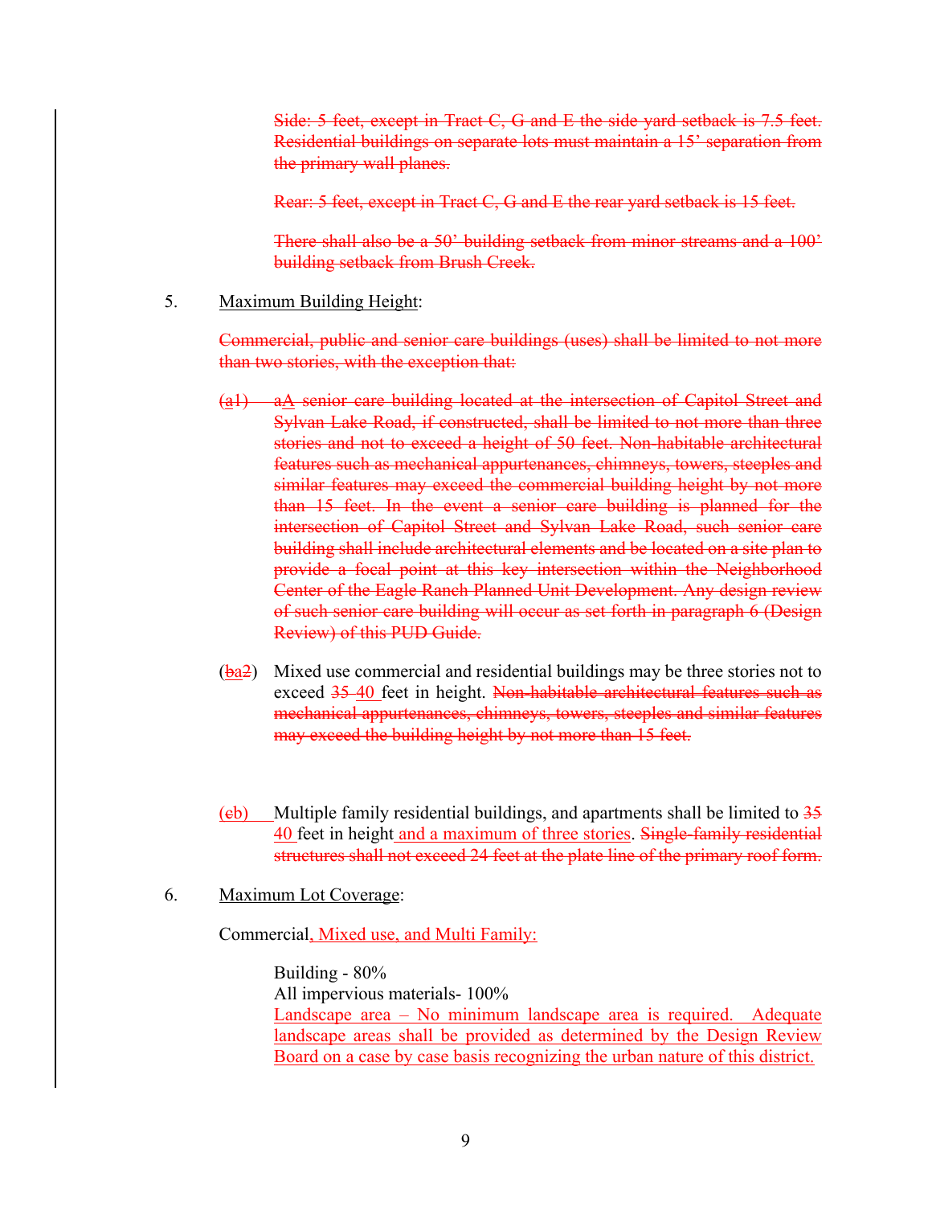~~Side: 5 feet, except in Tract C, G and E the side yard setback is 7.5 feet. Residential buildings on separate lots must maintain a 15' separation from the primary wall planes.~~

~~Rear: 5 feet, except in Tract C, G and E the rear yard setback is 15 feet.~~

~~There shall also be a 50' building setback from minor streams and a 100' building setback from Brush Creek.~~

5. Maximum Building Height:

~~Commercial, public and senior care buildings (uses) shall be limited to not more than two stories, with the exception that:~~

~~(a1) aA senior care building located at the intersection of Capitol Street and Sylvan Lake Road, if constructed, shall be limited to not more than three stories and not to exceed a height of 50 feet. Non-habitable architectural features such as mechanical appurtenances, chimneys, towers, steeples and similar features may exceed the commercial building height by not more than 15 feet. In the event a senior care building is planned for the intersection of Capitol Street and Sylvan Lake Road, such senior care building shall include architectural elements and be located on a site plan to provide a focal point at this key intersection within the Neighborhood Center of the Eagle Ranch Planned Unit Development. Any design review of such senior care building will occur as set forth in paragraph 6 (Design Review) of this PUD Guide.~~

(~~b~~a~~2~~) Mixed use commercial and residential buildings may be three stories not to exceed ~~35~~ 40 feet in height. ~~Non-habitable architectural features such as mechanical appurtenances, chimneys, towers, steeples and similar features may exceed the building height by not more than 15 feet.~~

(~~c~~b) Multiple family residential buildings, and apartments shall be limited to ~~35~~ 40 feet in height and a maximum of three stories. ~~Single-family residential structures shall not exceed 24 feet at the plate line of the primary roof form.~~

6. Maximum Lot Coverage:

Commercial, Mixed use, and Multi Family:

Building - 80%
All impervious materials- 100%
Landscape area – No minimum landscape area is required. Adequate landscape areas shall be provided as determined by the Design Review Board on a case by case basis recognizing the urban nature of this district.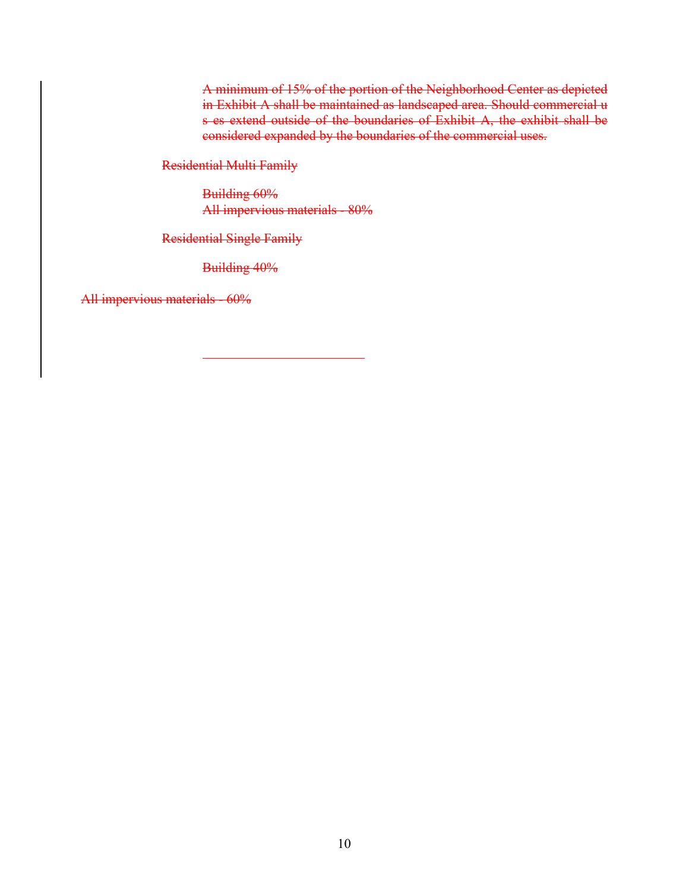~~A minimum of 15% of the portion of the Neighborhood Center as depicted in Exhibit A shall be maintained as landscaped area. Should commercial u s es extend outside of the boundaries of Exhibit A, the exhibit shall be considered expanded by the boundaries of the commercial uses.~~

~~Residential Multi Family~~

~~Building 60%~~
~~All impervious materials - 80%~~

~~Residential Single Family~~

~~Building 40%~~

~~All impervious materials - 60%~~

\_\_\_\_\_\_\_\_\_\_\_\_\_\_\_\_\_\_\_\_\_\_\_\_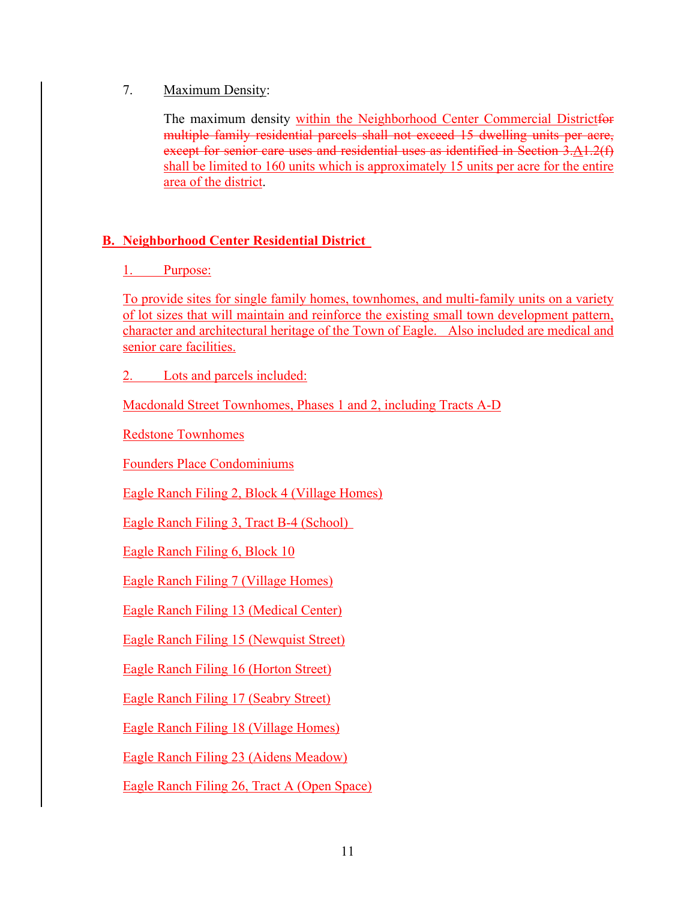7. Maximum Density:

The maximum density within the Neighborhood Center Commercial District~~for multiple family residential parcels shall not exceed 15 dwelling units per acre, except for senior care uses and residential uses as identified in Section 3.~~A~~1.2(f)~~ shall be limited to 160 units which is approximately 15 units per acre for the entire area of the district.

**B. Neighborhood Center Residential District**

1. Purpose:

To provide sites for single family homes, townhomes, and multi-family units on a variety of lot sizes that will maintain and reinforce the existing small town development pattern, character and architectural heritage of the Town of Eagle. Also included are medical and senior care facilities.

2. Lots and parcels included:

Macdonald Street Townhomes, Phases 1 and 2, including Tracts A-D

Redstone Townhomes

Founders Place Condominiums

Eagle Ranch Filing 2, Block 4 (Village Homes)

Eagle Ranch Filing 3, Tract B-4 (School)

Eagle Ranch Filing 6, Block 10

Eagle Ranch Filing 7 (Village Homes)

Eagle Ranch Filing 13 (Medical Center)

Eagle Ranch Filing 15 (Newquist Street)

Eagle Ranch Filing 16 (Horton Street)

Eagle Ranch Filing 17 (Seabry Street)

Eagle Ranch Filing 18 (Village Homes)

Eagle Ranch Filing 23 (Aidens Meadow)

Eagle Ranch Filing 26, Tract A (Open Space)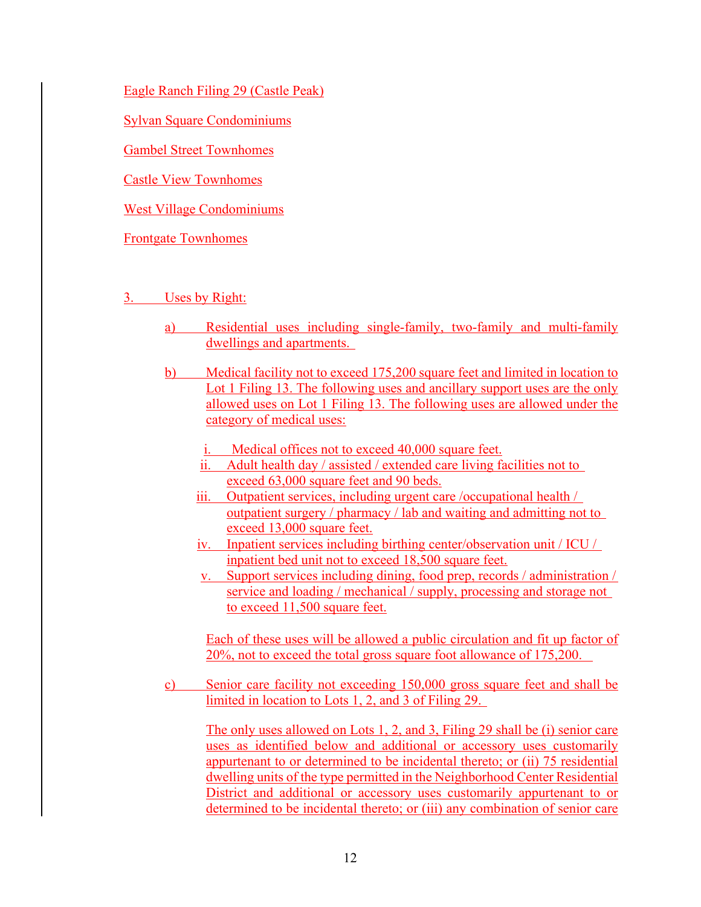Eagle Ranch Filing 29 (Castle Peak)

Sylvan Square Condominiums

Gambel Street Townhomes

Castle View Townhomes

West Village Condominiums

Frontgate Townhomes

3. Uses by Right:

a) Residential uses including single-family, two-family and multi-family dwellings and apartments.

b) Medical facility not to exceed 175,200 square feet and limited in location to Lot 1 Filing 13. The following uses and ancillary support uses are the only allowed uses on Lot 1 Filing 13. The following uses are allowed under the category of medical uses:

i. Medical offices not to exceed 40,000 square feet.
ii. Adult health day / assisted / extended care living facilities not to exceed 63,000 square feet and 90 beds.
iii. Outpatient services, including urgent care /occupational health / outpatient surgery / pharmacy / lab and waiting and admitting not to exceed 13,000 square feet.
iv. Inpatient services including birthing center/observation unit / ICU / inpatient bed unit not to exceed 18,500 square feet.
v. Support services including dining, food prep, records / administration / service and loading / mechanical / supply, processing and storage not to exceed 11,500 square feet.

Each of these uses will be allowed a public circulation and fit up factor of 20%, not to exceed the total gross square foot allowance of 175,200.

c) Senior care facility not exceeding 150,000 gross square feet and shall be limited in location to Lots 1, 2, and 3 of Filing 29.

The only uses allowed on Lots 1, 2, and 3, Filing 29 shall be (i) senior care uses as identified below and additional or accessory uses customarily appurtenant to or determined to be incidental thereto; or (ii) 75 residential dwelling units of the type permitted in the Neighborhood Center Residential District and additional or accessory uses customarily appurtenant to or determined to be incidental thereto; or (iii) any combination of senior care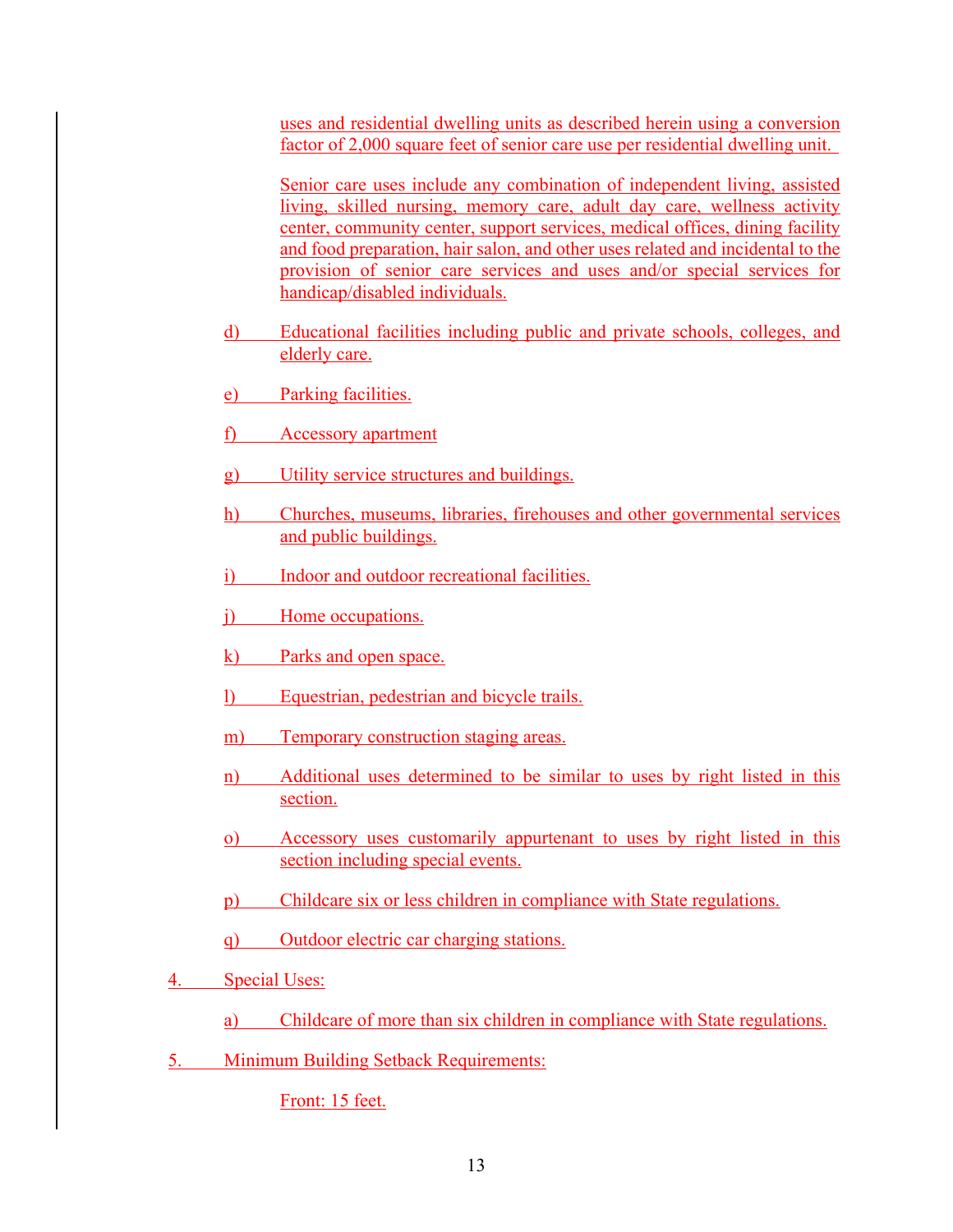uses and residential dwelling units as described herein using a conversion factor of 2,000 square feet of senior care use per residential dwelling unit.

Senior care uses include any combination of independent living, assisted living, skilled nursing, memory care, adult day care, wellness activity center, community center, support services, medical offices, dining facility and food preparation, hair salon, and other uses related and incidental to the provision of senior care services and uses and/or special services for handicap/disabled individuals.

d) Educational facilities including public and private schools, colleges, and elderly care.

e) Parking facilities.

f) Accessory apartment

g) Utility service structures and buildings.

h) Churches, museums, libraries, firehouses and other governmental services and public buildings.

i) Indoor and outdoor recreational facilities.

j) Home occupations.

k) Parks and open space.

l) Equestrian, pedestrian and bicycle trails.

m) Temporary construction staging areas.

n) Additional uses determined to be similar to uses by right listed in this section.

o) Accessory uses customarily appurtenant to uses by right listed in this section including special events.

p) Childcare six or less children in compliance with State regulations.

q) Outdoor electric car charging stations.

4. Special Uses:

a) Childcare of more than six children in compliance with State regulations.

5. Minimum Building Setback Requirements:

Front: 15 feet.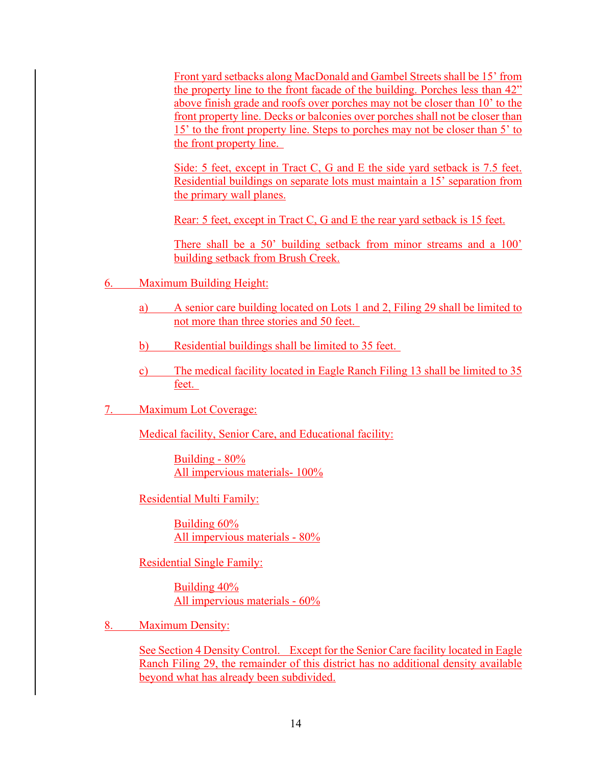Front yard setbacks along MacDonald and Gambel Streets shall be 15' from the property line to the front facade of the building. Porches less than 42" above finish grade and roofs over porches may not be closer than 10' to the front property line. Decks or balconies over porches shall not be closer than 15' to the front property line. Steps to porches may not be closer than 5' to the front property line.

Side: 5 feet, except in Tract C, G and E the side yard setback is 7.5 feet. Residential buildings on separate lots must maintain a 15' separation from the primary wall planes.

Rear: 5 feet, except in Tract C, G and E the rear yard setback is 15 feet.

There shall be a 50' building setback from minor streams and a 100' building setback from Brush Creek.

6. Maximum Building Height:

   a) A senior care building located on Lots 1 and 2, Filing 29 shall be limited to not more than three stories and 50 feet.

   b) Residential buildings shall be limited to 35 feet.

   c) The medical facility located in Eagle Ranch Filing 13 shall be limited to 35 feet.

7. Maximum Lot Coverage:

   Medical facility, Senior Care, and Educational facility:

   Building - 80%
   All impervious materials- 100%

   Residential Multi Family:

   Building 60%
   All impervious materials - 80%

   Residential Single Family:

   Building 40%
   All impervious materials - 60%

8. Maximum Density:

   See Section 4 Density Control. Except for the Senior Care facility located in Eagle Ranch Filing 29, the remainder of this district has no additional density available beyond what has already been subdivided.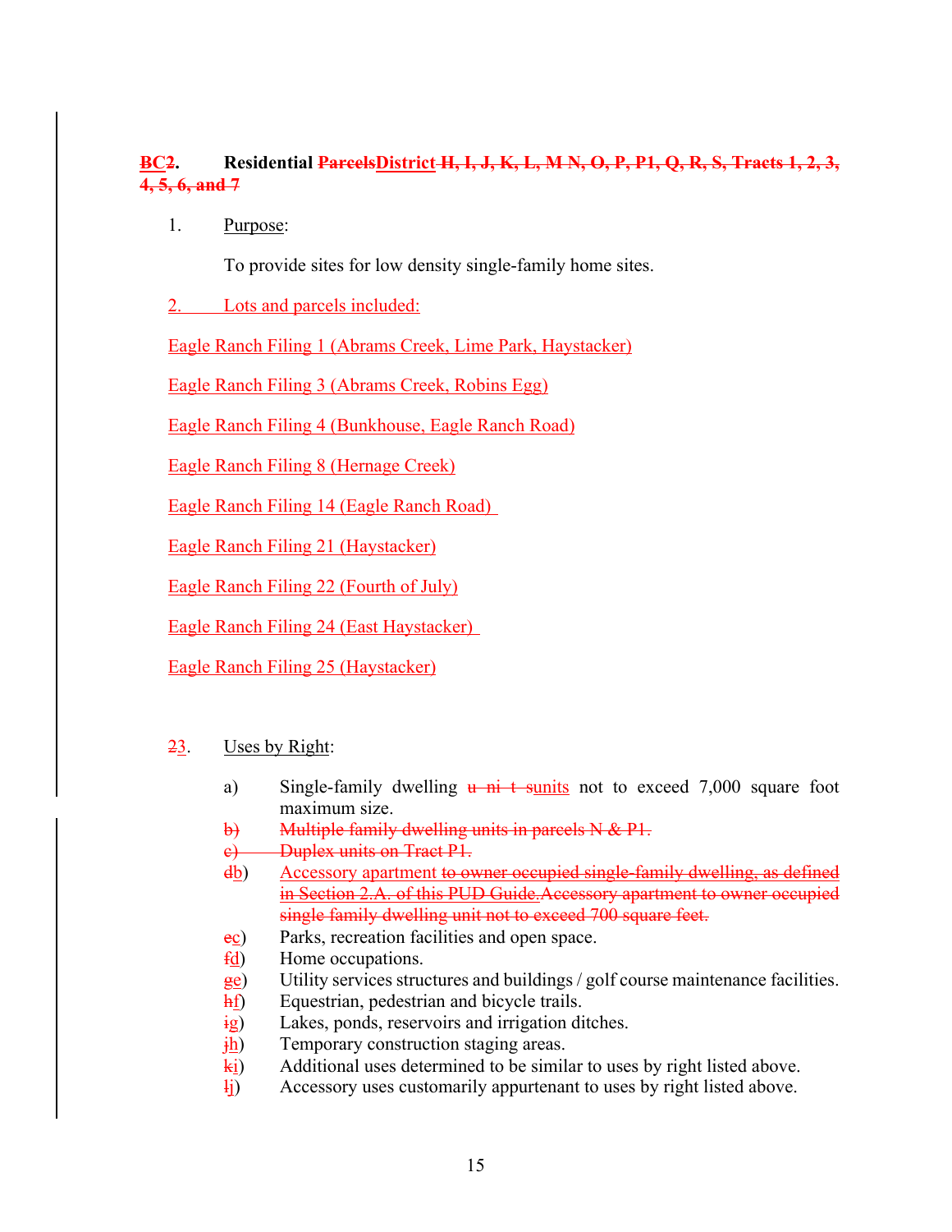**~~B~~C~~2~~. Residential ~~Parcels~~District ~~H, I, J, K, L, M N, O, P, P1, Q, R, S, Tracts 1, 2, 3, 4, 5, 6, and 7~~**

1. Purpose:

   To provide sites for low density single-family home sites.

2. Lots and parcels included:

Eagle Ranch Filing 1 (Abrams Creek, Lime Park, Haystacker)

Eagle Ranch Filing 3 (Abrams Creek, Robins Egg)

Eagle Ranch Filing 4 (Bunkhouse, Eagle Ranch Road)

Eagle Ranch Filing 8 (Hernage Creek)

Eagle Ranch Filing 14 (Eagle Ranch Road)

Eagle Ranch Filing 21 (Haystacker)

Eagle Ranch Filing 22 (Fourth of July)

Eagle Ranch Filing 24 (East Haystacker)

Eagle Ranch Filing 25 (Haystacker)

~~2~~3. Uses by Right:

a) Single-family dwelling ~~u ni t s~~units not to exceed 7,000 square foot maximum size.
~~b) Multiple family dwelling units in parcels N & P1.~~
~~c) Duplex units on Tract P1.~~
~~d~~b) Accessory apartment ~~to owner occupied single-family dwelling, as defined in Section 2.A. of this PUD Guide.Accessory apartment to owner occupied single family dwelling unit not to exceed 700 square feet.~~
~~e~~c) Parks, recreation facilities and open space.
~~f~~d) Home occupations.
~~g~~e) Utility services structures and buildings / golf course maintenance facilities.
~~h~~f) Equestrian, pedestrian and bicycle trails.
~~i~~g) Lakes, ponds, reservoirs and irrigation ditches.
~~j~~h) Temporary construction staging areas.
~~k~~i) Additional uses determined to be similar to uses by right listed above.
~~l~~j) Accessory uses customarily appurtenant to uses by right listed above.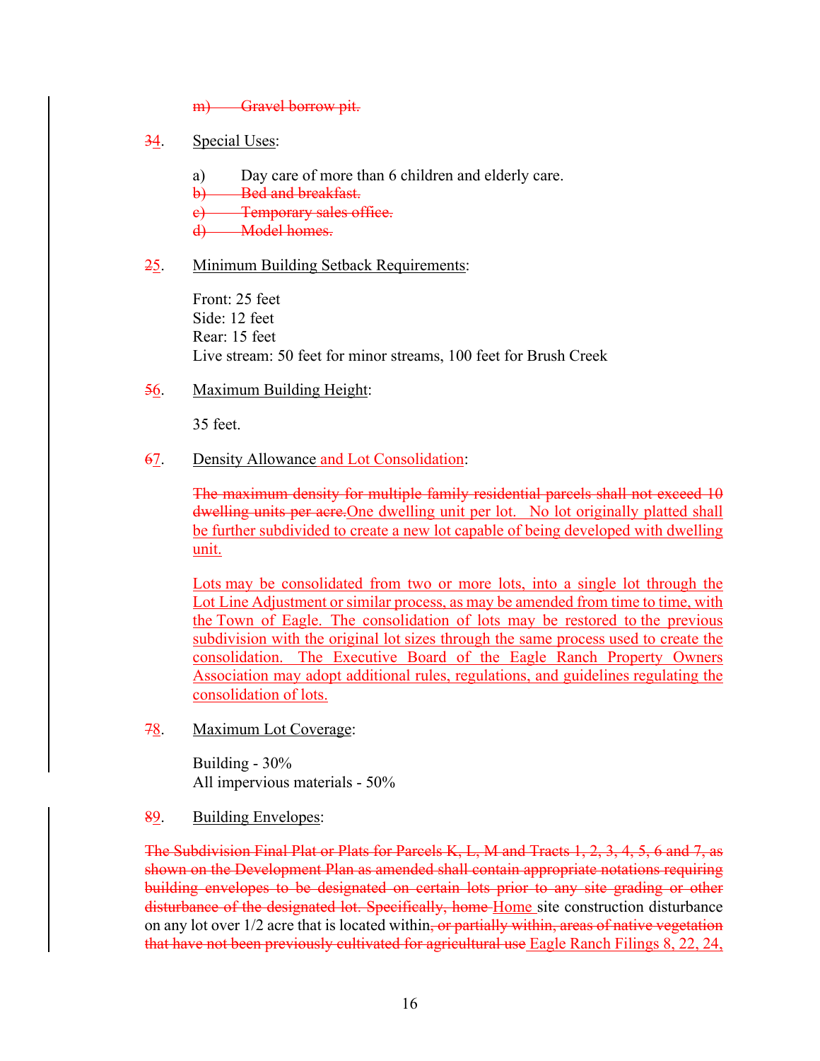~~m) Gravel borrow pit.~~

~~3~~4. Special Uses:

a) Day care of more than 6 children and elderly care.
~~b) Bed and breakfast.~~
~~c) Temporary sales office.~~
~~d) Model homes.~~

~~2~~5. Minimum Building Setback Requirements:

Front: 25 feet
Side: 12 feet
Rear: 15 feet
Live stream: 50 feet for minor streams, 100 feet for Brush Creek

~~5~~6. Maximum Building Height:

35 feet.

~~6~~7. Density Allowance and Lot Consolidation:

~~The maximum density for multiple family residential parcels shall not exceed 10 dwelling units per acre.~~One dwelling unit per lot. No lot originally platted shall be further subdivided to create a new lot capable of being developed with dwelling unit.

Lots may be consolidated from two or more lots, into a single lot through the Lot Line Adjustment or similar process, as may be amended from time to time, with the Town of Eagle. The consolidation of lots may be restored to the previous subdivision with the original lot sizes through the same process used to create the consolidation. The Executive Board of the Eagle Ranch Property Owners Association may adopt additional rules, regulations, and guidelines regulating the consolidation of lots.

~~7~~8. Maximum Lot Coverage:

Building - 30%
All impervious materials - 50%

~~8~~9. Building Envelopes:

~~The Subdivision Final Plat or Plats for Parcels K, L, M and Tracts 1, 2, 3, 4, 5, 6 and 7, as shown on the Development Plan as amended shall contain appropriate notations requiring building envelopes to be designated on certain lots prior to any site grading or other disturbance of the designated lot. Specifically, home~~ Home site construction disturbance on any lot over 1/2 acre that is located within~~, or partially within, areas of native vegetation that have not been previously cultivated for agricultural use~~ Eagle Ranch Filings 8, 22, 24,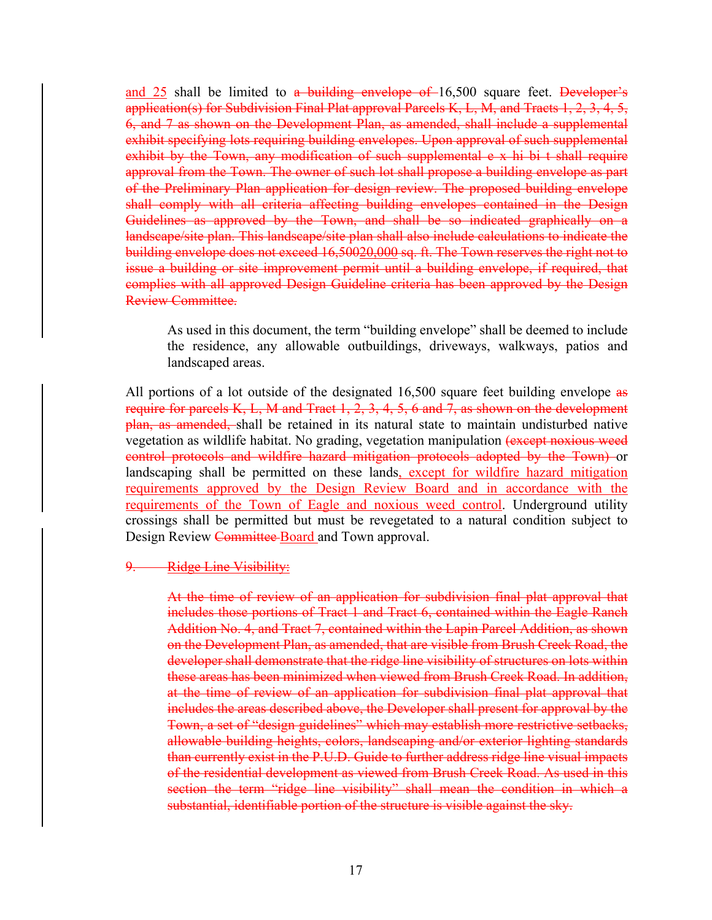~~and 25~~ shall be limited to ~~a building envelope of~~ 16,500 square feet. ~~Developer's application(s) for Subdivision Final Plat approval Parcels K, L, M, and Tracts 1, 2, 3, 4, 5, 6, and 7 as shown on the Development Plan, as amended, shall include a supplemental exhibit specifying lots requiring building envelopes. Upon approval of such supplemental exhibit by the Town, any modification of such supplemental e x hi bi t shall require approval from the Town. The owner of such lot shall propose a building envelope as part of the Preliminary Plan application for design review. The proposed building envelope shall comply with all criteria affecting building envelopes contained in the Design Guidelines as approved by the Town, and shall be so indicated graphically on a landscape/site plan. This landscape/site plan shall also include calculations to indicate the building envelope does not exceed 16,50020,000 sq. ft. The Town reserves the right not to issue a building or site improvement permit until a building envelope, if required, that complies with all approved Design Guideline criteria has been approved by the Design Review Committee.~~

> As used in this document, the term "building envelope" shall be deemed to include the residence, any allowable outbuildings, driveways, walkways, patios and landscaped areas.

All portions of a lot outside of the designated 16,500 square feet building envelope ~~as require for parcels K, L, M and Tract 1, 2, 3, 4, 5, 6 and 7, as shown on the development plan, as amended,~~ shall be retained in its natural state to maintain undisturbed native vegetation as wildlife habitat. No grading, vegetation manipulation ~~(except noxious weed control protocols and wildfire hazard mitigation protocols adopted by the Town)~~ or landscaping shall be permitted on these lands, except for wildfire hazard mitigation requirements approved by the Design Review Board and in accordance with the requirements of the Town of Eagle and noxious weed control. Underground utility crossings shall be permitted but must be revegetated to a natural condition subject to Design Review ~~Committee~~ Board and Town approval.

~~9. Ridge Line Visibility:~~

> ~~At the time of review of an application for subdivision final plat approval that includes those portions of Tract 1 and Tract 6, contained within the Eagle Ranch Addition No. 4, and Tract 7, contained within the Lapin Parcel Addition, as shown on the Development Plan, as amended, that are visible from Brush Creek Road, the developer shall demonstrate that the ridge line visibility of structures on lots within these areas has been minimized when viewed from Brush Creek Road. In addition, at the time of review of an application for subdivision final plat approval that includes the areas described above, the Developer shall present for approval by the Town, a set of "design guidelines" which may establish more restrictive setbacks, allowable building heights, colors, landscaping and/or exterior lighting standards than currently exist in the P.U.D. Guide to further address ridge line visual impacts of the residential development as viewed from Brush Creek Road. As used in this section the term "ridge line visibility" shall mean the condition in which a substantial, identifiable portion of the structure is visible against the sky.~~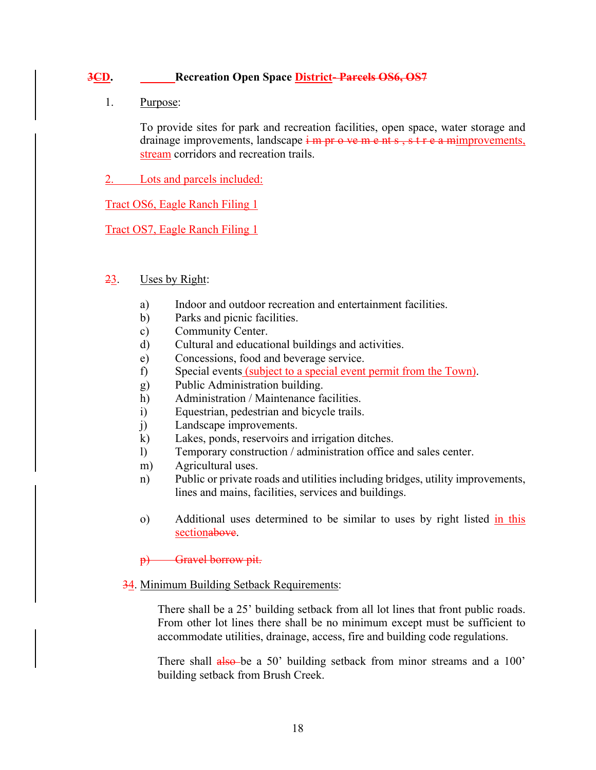**3CD. Recreation Open Space District- Parcels OS6, OS7**

1. Purpose:

   To provide sites for park and recreation facilities, open space, water storage and drainage improvements, landscape i m pr o ve m e nt s , s t r e a mimprovements, stream corridors and recreation trails.

2. Lots and parcels included:

Tract OS6, Eagle Ranch Filing 1

Tract OS7, Eagle Ranch Filing 1

23. Uses by Right:

   a) Indoor and outdoor recreation and entertainment facilities.
   b) Parks and picnic facilities.
   c) Community Center.
   d) Cultural and educational buildings and activities.
   e) Concessions, food and beverage service.
   f) Special events (subject to a special event permit from the Town).
   g) Public Administration building.
   h) Administration / Maintenance facilities.
   i) Equestrian, pedestrian and bicycle trails.
   j) Landscape improvements.
   k) Lakes, ponds, reservoirs and irrigation ditches.
   l) Temporary construction / administration office and sales center.
   m) Agricultural uses.
   n) Public or private roads and utilities including bridges, utility improvements, lines and mains, facilities, services and buildings.

   o) Additional uses determined to be similar to uses by right listed in this sectionabove.

   p) Gravel borrow pit.

34. Minimum Building Setback Requirements:

   There shall be a 25' building setback from all lot lines that front public roads. From other lot lines there shall be no minimum except must be sufficient to accommodate utilities, drainage, access, fire and building code regulations.

   There shall also be a 50' building setback from minor streams and a 100' building setback from Brush Creek.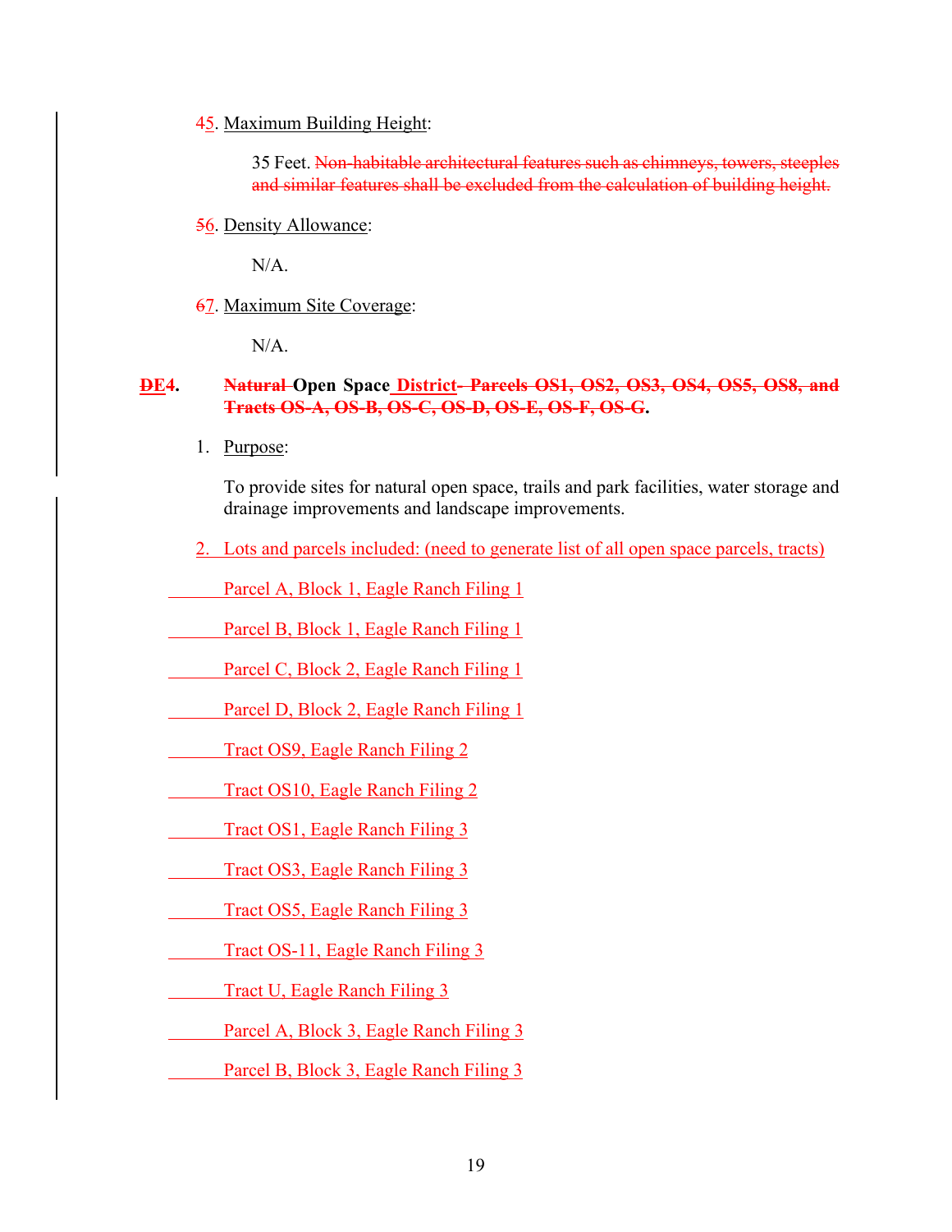45. Maximum Building Height:

35 Feet. ~~Non-habitable architectural features such as chimneys, towers, steeples and similar features shall be excluded from the calculation of building height.~~

56. Density Allowance:

N/A.

67. Maximum Site Coverage:

N/A.

**~~D~~E4. ~~Natural~~ Open Space District~~- Parcels OS1, OS2, OS3, OS4, OS5, OS8, and Tracts OS-A, OS-B, OS-C, OS-D, OS-E, OS-F, OS-G~~.**

1. Purpose:

   To provide sites for natural open space, trails and park facilities, water storage and drainage improvements and landscape improvements.

2. Lots and parcels included: (need to generate list of all open space parcels, tracts)

   Parcel A, Block 1, Eagle Ranch Filing 1

   Parcel B, Block 1, Eagle Ranch Filing 1

   Parcel C, Block 2, Eagle Ranch Filing 1

   Parcel D, Block 2, Eagle Ranch Filing 1

   Tract OS9, Eagle Ranch Filing 2

   Tract OS10, Eagle Ranch Filing 2

   Tract OS1, Eagle Ranch Filing 3

   Tract OS3, Eagle Ranch Filing 3

   Tract OS5, Eagle Ranch Filing 3

   Tract OS-11, Eagle Ranch Filing 3

   Tract U, Eagle Ranch Filing 3

   Parcel A, Block 3, Eagle Ranch Filing 3

   Parcel B, Block 3, Eagle Ranch Filing 3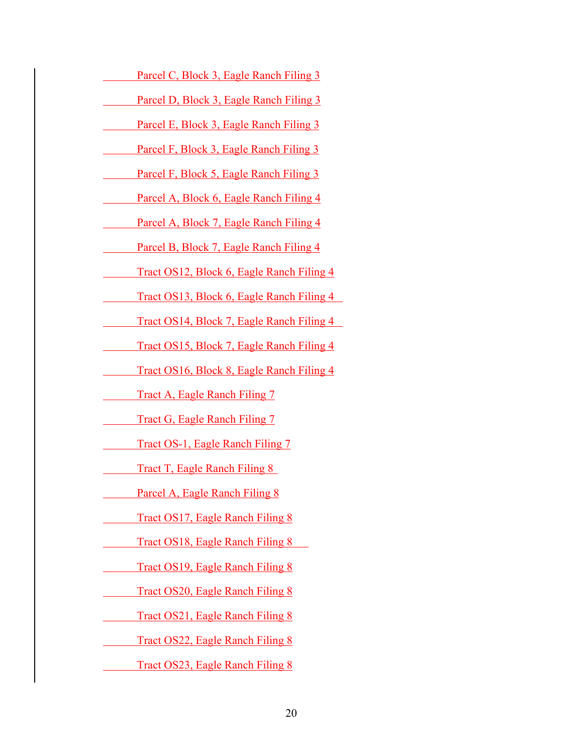Parcel C, Block 3, Eagle Ranch Filing 3

Parcel D, Block 3, Eagle Ranch Filing 3

Parcel E, Block 3, Eagle Ranch Filing 3

Parcel F, Block 3, Eagle Ranch Filing 3

Parcel F, Block 5, Eagle Ranch Filing 3

Parcel A, Block 6, Eagle Ranch Filing 4

Parcel A, Block 7, Eagle Ranch Filing 4

Parcel B, Block 7, Eagle Ranch Filing 4

Tract OS12, Block 6, Eagle Ranch Filing 4

Tract OS13, Block 6, Eagle Ranch Filing 4

Tract OS14, Block 7, Eagle Ranch Filing 4

Tract OS15, Block 7, Eagle Ranch Filing 4

Tract OS16, Block 8, Eagle Ranch Filing 4

Tract A, Eagle Ranch Filing 7

Tract G, Eagle Ranch Filing 7

Tract OS-1, Eagle Ranch Filing 7

Tract T, Eagle Ranch Filing 8

Parcel A, Eagle Ranch Filing 8

Tract OS17, Eagle Ranch Filing 8

Tract OS18, Eagle Ranch Filing 8

Tract OS19, Eagle Ranch Filing 8

Tract OS20, Eagle Ranch Filing 8

Tract OS21, Eagle Ranch Filing 8

Tract OS22, Eagle Ranch Filing 8

Tract OS23, Eagle Ranch Filing 8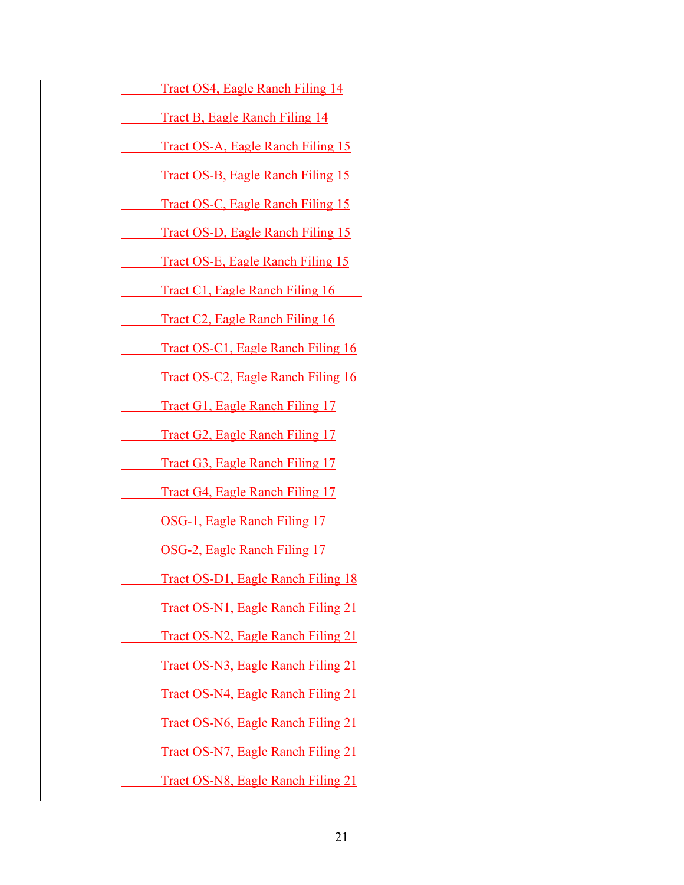Tract OS4, Eagle Ranch Filing 14

Tract B, Eagle Ranch Filing 14

Tract OS-A, Eagle Ranch Filing 15

Tract OS-B, Eagle Ranch Filing 15

Tract OS-C, Eagle Ranch Filing 15

Tract OS-D, Eagle Ranch Filing 15

Tract OS-E, Eagle Ranch Filing 15

Tract C1, Eagle Ranch Filing 16

Tract C2, Eagle Ranch Filing 16

Tract OS-C1, Eagle Ranch Filing 16

Tract OS-C2, Eagle Ranch Filing 16

Tract G1, Eagle Ranch Filing 17

Tract G2, Eagle Ranch Filing 17

Tract G3, Eagle Ranch Filing 17

Tract G4, Eagle Ranch Filing 17

OSG-1, Eagle Ranch Filing 17

OSG-2, Eagle Ranch Filing 17

Tract OS-D1, Eagle Ranch Filing 18

Tract OS-N1, Eagle Ranch Filing 21

Tract OS-N2, Eagle Ranch Filing 21

Tract OS-N3, Eagle Ranch Filing 21

Tract OS-N4, Eagle Ranch Filing 21

Tract OS-N6, Eagle Ranch Filing 21

Tract OS-N7, Eagle Ranch Filing 21

Tract OS-N8, Eagle Ranch Filing 21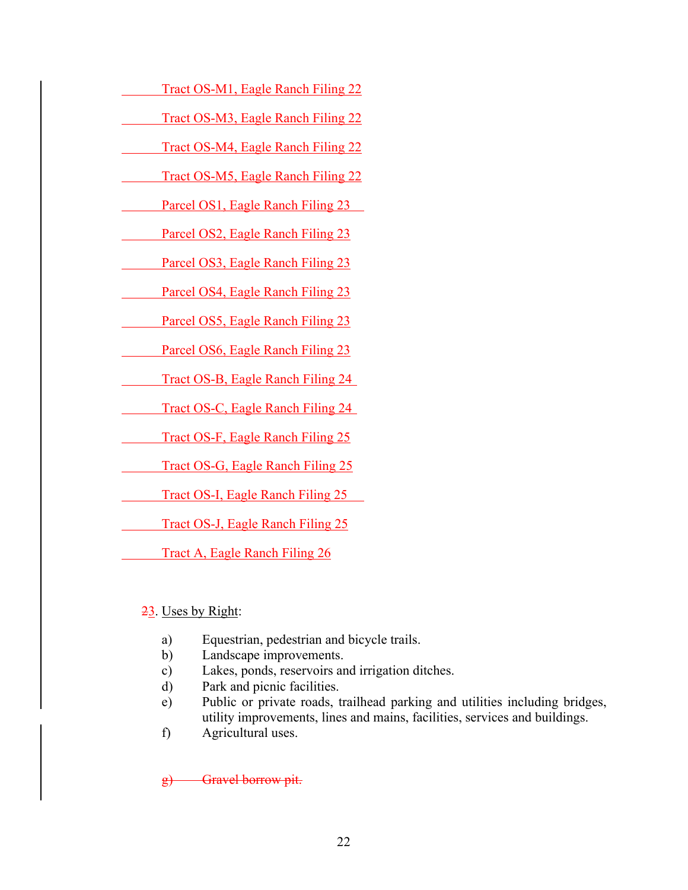Tract OS-M1, Eagle Ranch Filing 22

Tract OS-M3, Eagle Ranch Filing 22

Tract OS-M4, Eagle Ranch Filing 22

Tract OS-M5, Eagle Ranch Filing 22

Parcel OS1, Eagle Ranch Filing 23

Parcel OS2, Eagle Ranch Filing 23

Parcel OS3, Eagle Ranch Filing 23

Parcel OS4, Eagle Ranch Filing 23

Parcel OS5, Eagle Ranch Filing 23

Parcel OS6, Eagle Ranch Filing 23

Tract OS-B, Eagle Ranch Filing 24

Tract OS-C, Eagle Ranch Filing 24

Tract OS-F, Eagle Ranch Filing 25

Tract OS-G, Eagle Ranch Filing 25

Tract OS-I, Eagle Ranch Filing 25

Tract OS-J, Eagle Ranch Filing 25

Tract A, Eagle Ranch Filing 26

~~2~~3. Uses by Right:

a) Equestrian, pedestrian and bicycle trails.
b) Landscape improvements.
c) Lakes, ponds, reservoirs and irrigation ditches.
d) Park and picnic facilities.
e) Public or private roads, trailhead parking and utilities including bridges, utility improvements, lines and mains, facilities, services and buildings.
f) Agricultural uses.

~~g) Gravel borrow pit.~~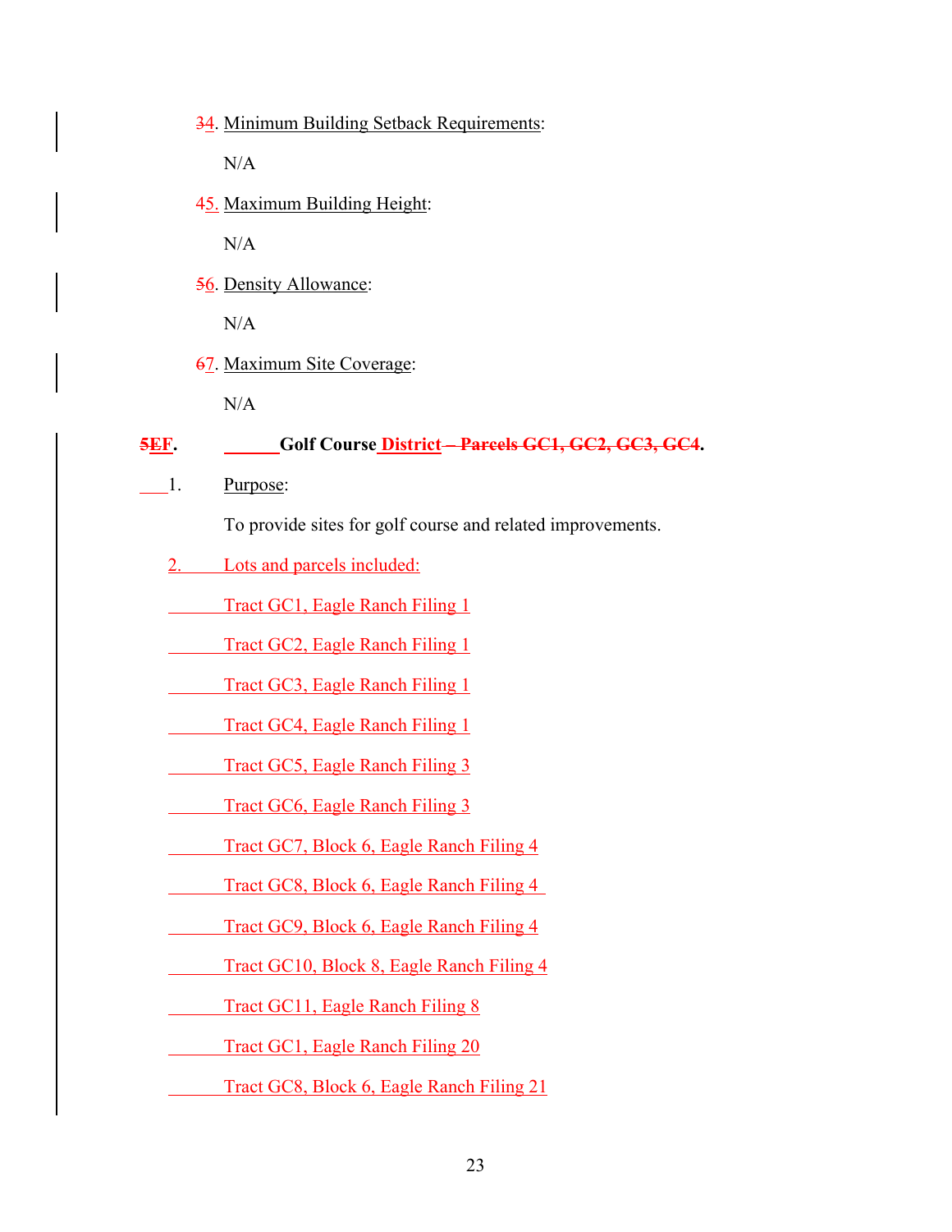34. Minimum Building Setback Requirements:

N/A

45. Maximum Building Height:

N/A

56. Density Allowance:

N/A

67. Maximum Site Coverage:

N/A

**5EF. Golf Course District – Parcels GC1, GC2, GC3, GC4.**

1. Purpose:

To provide sites for golf course and related improvements.

2. Lots and parcels included:

Tract GC1, Eagle Ranch Filing 1

Tract GC2, Eagle Ranch Filing 1

Tract GC3, Eagle Ranch Filing 1

Tract GC4, Eagle Ranch Filing 1

Tract GC5, Eagle Ranch Filing 3

Tract GC6, Eagle Ranch Filing 3

Tract GC7, Block 6, Eagle Ranch Filing 4

Tract GC8, Block 6, Eagle Ranch Filing 4

Tract GC9, Block 6, Eagle Ranch Filing 4

Tract GC10, Block 8, Eagle Ranch Filing 4

Tract GC11, Eagle Ranch Filing 8

Tract GC1, Eagle Ranch Filing 20

Tract GC8, Block 6, Eagle Ranch Filing 21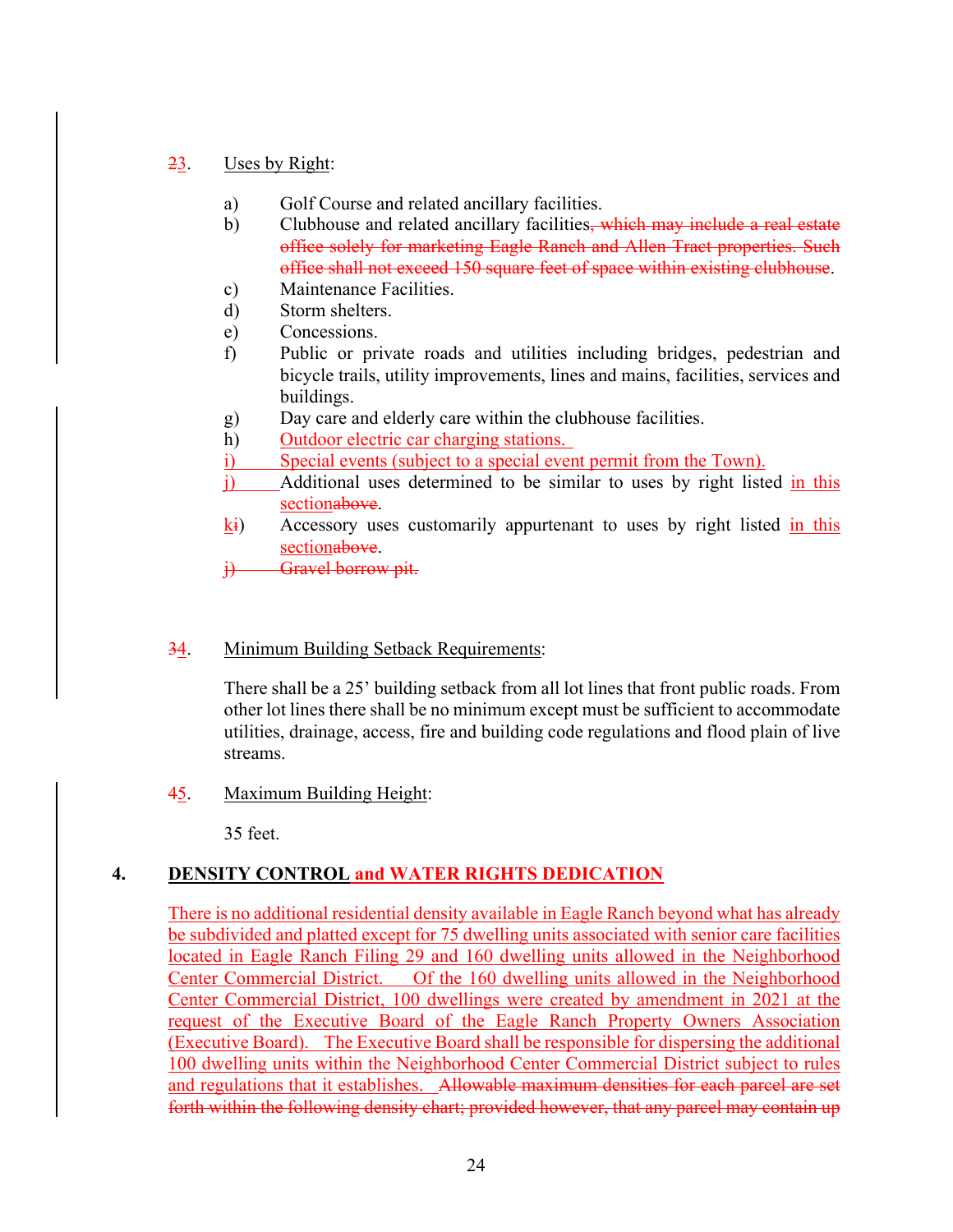23. Uses by Right:

a) Golf Course and related ancillary facilities.
b) Clubhouse and related ancillary facilities, which may include a real estate office solely for marketing Eagle Ranch and Allen Tract properties. Such office shall not exceed 150 square feet of space within existing clubhouse.
c) Maintenance Facilities.
d) Storm shelters.
e) Concessions.
f) Public or private roads and utilities including bridges, pedestrian and bicycle trails, utility improvements, lines and mains, facilities, services and buildings.
g) Day care and elderly care within the clubhouse facilities.
h) Outdoor electric car charging stations.
i) Special events (subject to a special event permit from the Town).
j) Additional uses determined to be similar to uses by right listed in this sectionabove.
ki) Accessory uses customarily appurtenant to uses by right listed in this sectionabove.
j) Gravel borrow pit.

34. Minimum Building Setback Requirements:

There shall be a 25' building setback from all lot lines that front public roads. From other lot lines there shall be no minimum except must be sufficient to accommodate utilities, drainage, access, fire and building code regulations and flood plain of live streams.

45. Maximum Building Height:

35 feet.

## 4. DENSITY CONTROL and WATER RIGHTS DEDICATION

There is no additional residential density available in Eagle Ranch beyond what has already be subdivided and platted except for 75 dwelling units associated with senior care facilities located in Eagle Ranch Filing 29 and 160 dwelling units allowed in the Neighborhood Center Commercial District. Of the 160 dwelling units allowed in the Neighborhood Center Commercial District, 100 dwellings were created by amendment in 2021 at the request of the Executive Board of the Eagle Ranch Property Owners Association (Executive Board). The Executive Board shall be responsible for dispersing the additional 100 dwelling units within the Neighborhood Center Commercial District subject to rules and regulations that it establishes. Allowable maximum densities for each parcel are set forth within the following density chart; provided however, that any parcel may contain up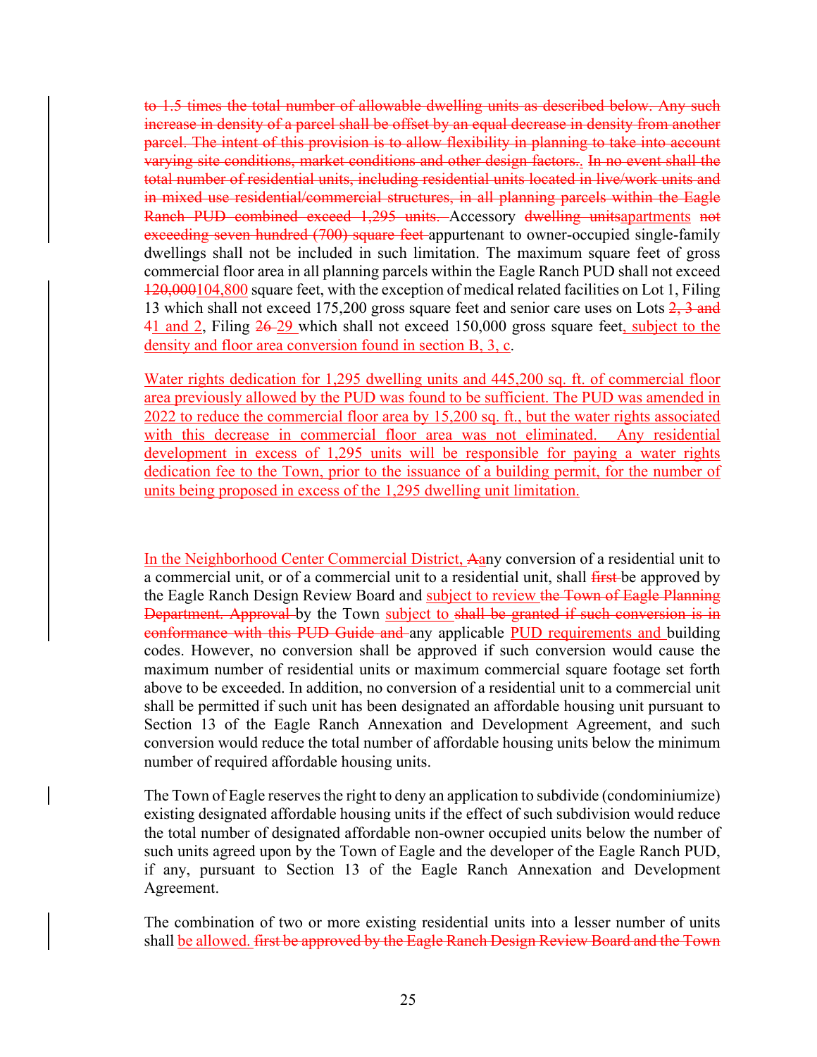~~to 1.5 times the total number of allowable dwelling units as described below. Any such increase in density of a parcel shall be offset by an equal decrease in density from another parcel. The intent of this provision is to allow flexibility in planning to take into account varying site conditions, market conditions and other design factors.~~. ~~In no event shall the total number of residential units, including residential units located in live/work units and in mixed use residential/commercial structures, in all planning parcels within the Eagle Ranch PUD combined exceed 1,295 units.~~ Accessory ~~dwelling units~~apartments ~~not exceeding seven hundred (700) square feet~~ appurtenant to owner-occupied single-family dwellings shall not be included in such limitation. The maximum square feet of gross commercial floor area in all planning parcels within the Eagle Ranch PUD shall not exceed ~~120,000~~104,800 square feet, with the exception of medical related facilities on Lot 1, Filing 13 which shall not exceed 175,200 gross square feet and senior care uses on Lots ~~2, 3 and 4~~1 and 2, Filing ~~26~~ 29 which shall not exceed 150,000 gross square feet, subject to the density and floor area conversion found in section B, 3, c.

Water rights dedication for 1,295 dwelling units and 445,200 sq. ft. of commercial floor area previously allowed by the PUD was found to be sufficient. The PUD was amended in 2022 to reduce the commercial floor area by 15,200 sq. ft., but the water rights associated with this decrease in commercial floor area was not eliminated. Any residential development in excess of 1,295 units will be responsible for paying a water rights dedication fee to the Town, prior to the issuance of a building permit, for the number of units being proposed in excess of the 1,295 dwelling unit limitation.

In the Neighborhood Center Commercial District, ~~A~~any conversion of a residential unit to a commercial unit, or of a commercial unit to a residential unit, shall ~~first~~ be approved by the Eagle Ranch Design Review Board and subject to review ~~the Town of Eagle Planning Department. Approval~~ by the Town subject to ~~shall be granted if such conversion is in conformance with this PUD Guide and~~ any applicable PUD requirements and building codes. However, no conversion shall be approved if such conversion would cause the maximum number of residential units or maximum commercial square footage set forth above to be exceeded. In addition, no conversion of a residential unit to a commercial unit shall be permitted if such unit has been designated an affordable housing unit pursuant to Section 13 of the Eagle Ranch Annexation and Development Agreement, and such conversion would reduce the total number of affordable housing units below the minimum number of required affordable housing units.

The Town of Eagle reserves the right to deny an application to subdivide (condominiumize) existing designated affordable housing units if the effect of such subdivision would reduce the total number of designated affordable non-owner occupied units below the number of such units agreed upon by the Town of Eagle and the developer of the Eagle Ranch PUD, if any, pursuant to Section 13 of the Eagle Ranch Annexation and Development Agreement.

The combination of two or more existing residential units into a lesser number of units shall be allowed. ~~first be approved by the Eagle Ranch Design Review Board and the Town~~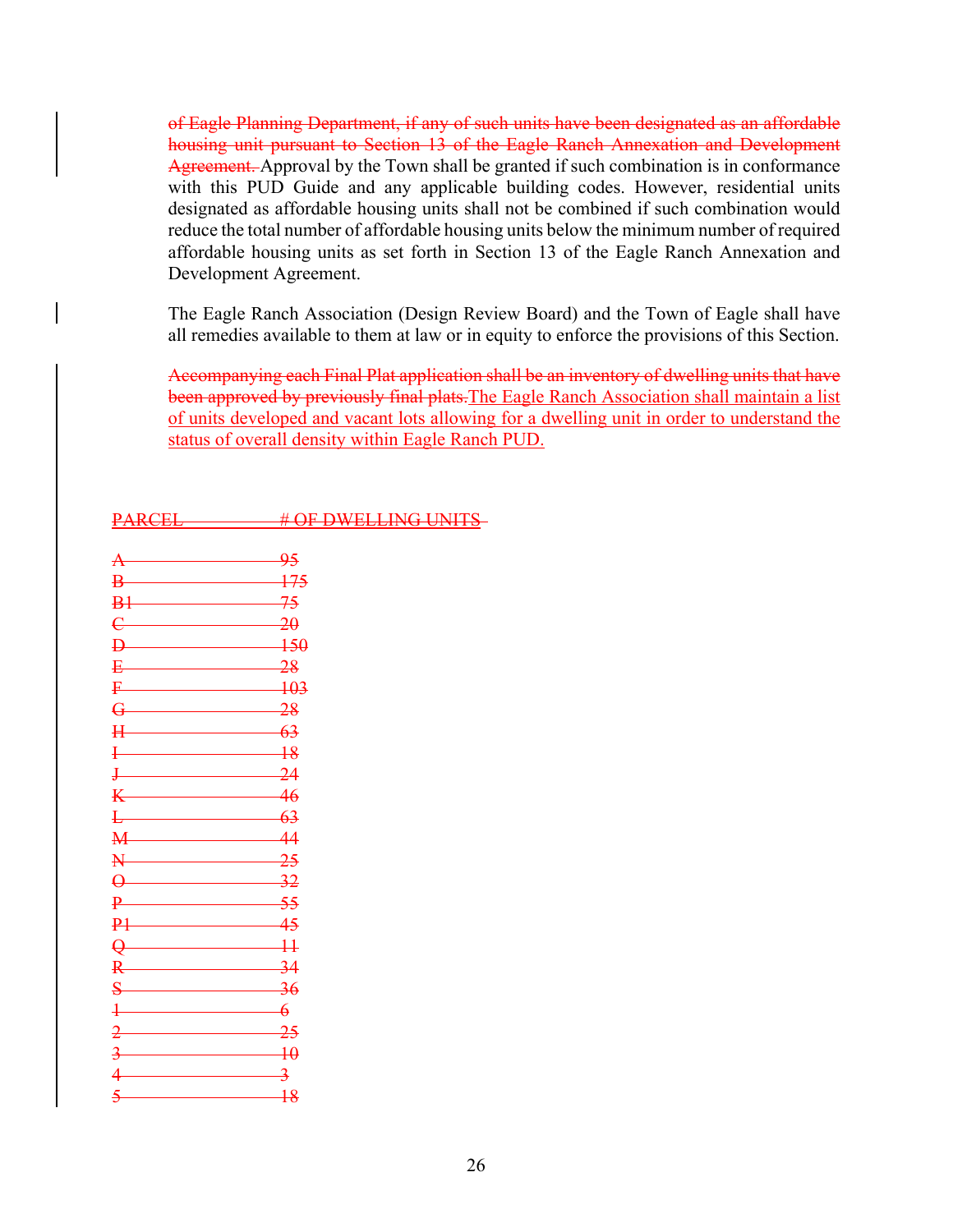~~of Eagle Planning Department, if any of such units have been designated as an affordable housing unit pursuant to Section 13 of the Eagle Ranch Annexation and Development Agreement.~~ Approval by the Town shall be granted if such combination is in conformance with this PUD Guide and any applicable building codes. However, residential units designated as affordable housing units shall not be combined if such combination would reduce the total number of affordable housing units below the minimum number of required affordable housing units as set forth in Section 13 of the Eagle Ranch Annexation and Development Agreement.

The Eagle Ranch Association (Design Review Board) and the Town of Eagle shall have all remedies available to them at law or in equity to enforce the provisions of this Section.

~~Accompanying each Final Plat application shall be an inventory of dwelling units that have been approved by previously final plats.~~ The Eagle Ranch Association shall maintain a list of units developed and vacant lots allowing for a dwelling unit in order to understand the status of overall density within Eagle Ranch PUD.

| ~~PARCEL~~ | ~~# OF DWELLING UNITS~~ |
|---|---|
| ~~A~~ | ~~95~~ |
| ~~B~~ | ~~175~~ |
| ~~B1~~ | ~~75~~ |
| ~~C~~ | ~~20~~ |
| ~~D~~ | ~~150~~ |
| ~~E~~ | ~~28~~ |
| ~~F~~ | ~~103~~ |
| ~~G~~ | ~~28~~ |
| ~~H~~ | ~~63~~ |
| ~~I~~ | ~~18~~ |
| ~~J~~ | ~~24~~ |
| ~~K~~ | ~~46~~ |
| ~~L~~ | ~~63~~ |
| ~~M~~ | ~~44~~ |
| ~~N~~ | ~~25~~ |
| ~~O~~ | ~~32~~ |
| ~~P~~ | ~~55~~ |
| ~~P1~~ | ~~45~~ |
| ~~Q~~ | ~~11~~ |
| ~~R~~ | ~~34~~ |
| ~~S~~ | ~~36~~ |
| ~~1~~ | ~~6~~ |
| ~~2~~ | ~~25~~ |
| ~~3~~ | ~~10~~ |
| ~~4~~ | ~~3~~ |
| ~~5~~ | ~~18~~ |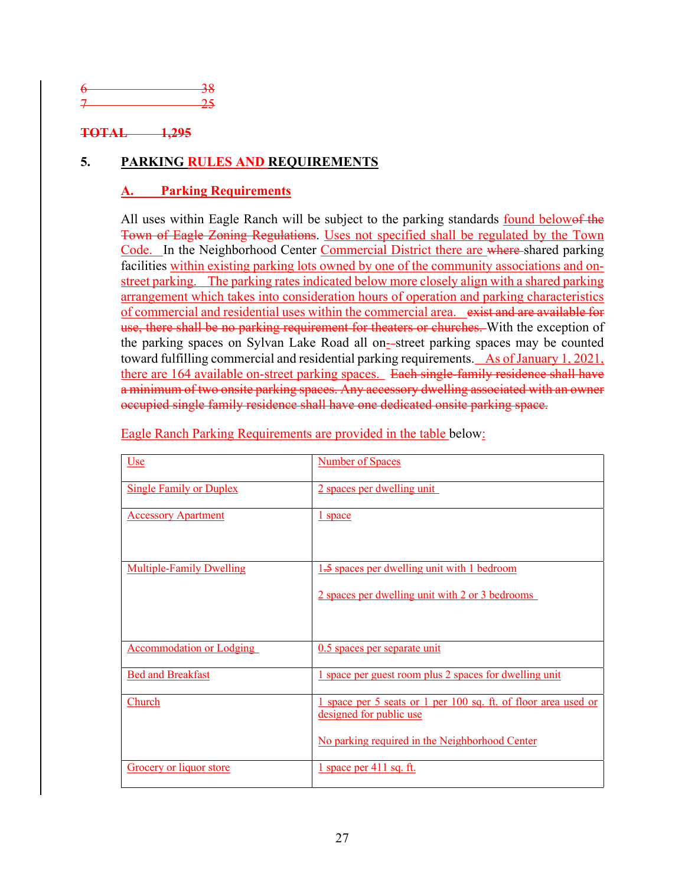~~6 38~~
~~7 25~~

~~**TOTAL 1,295**~~

## 5. PARKING RULES AND REQUIREMENTS

### A. Parking Requirements

All uses within Eagle Ranch will be subject to the parking standards found below~~of the Town of Eagle Zoning Regulations~~. Uses not specified shall be regulated by the Town Code. In the Neighborhood Center Commercial District there are ~~where~~ shared parking facilities within existing parking lots owned by one of the community associations and on-street parking. The parking rates indicated below more closely align with a shared parking arrangement which takes into consideration hours of operation and parking characteristics of commercial and residential uses within the commercial area. ~~exist and are available for use, there shall be no parking requirement for theaters or churches.~~ With the exception of the parking spaces on Sylvan Lake Road all on-~~-~~street parking spaces may be counted toward fulfilling commercial and residential parking requirements. As of January 1, 2021, there are 164 available on-street parking spaces. ~~Each single-family residence shall have a minimum of two onsite parking spaces. Any accessory dwelling associated with an owner occupied single family residence shall have one dedicated onsite parking space.~~

Eagle Ranch Parking Requirements are provided in the table below:

| Use | Number of Spaces |
|---|---|
| Single Family or Duplex | 2 spaces per dwelling unit |
| Accessory Apartment | 1 space |
| Multiple-Family Dwelling | 1~~.5~~ spaces per dwelling unit with 1 bedroom<br><br>2 spaces per dwelling unit with 2 or 3 bedrooms |
| Accommodation or Lodging | 0.5 spaces per separate unit |
| Bed and Breakfast | 1 space per guest room plus 2 spaces for dwelling unit |
| Church | 1 space per 5 seats or 1 per 100 sq. ft. of floor area used or designed for public use<br><br>No parking required in the Neighborhood Center |
| Grocery or liquor store | 1 space per 411 sq. ft. |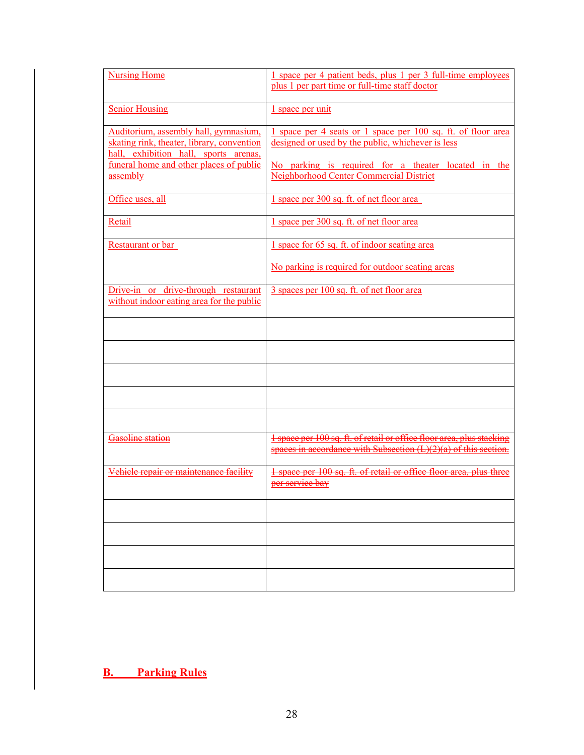| | |
|---|---|
| Nursing Home | 1 space per 4 patient beds, plus 1 per 3 full-time employees plus 1 per part time or full-time staff doctor |
| Senior Housing | 1 space per unit |
| Auditorium, assembly hall, gymnasium, skating rink, theater, library, convention hall, exhibition hall, sports arenas, funeral home and other places of public assembly | 1 space per 4 seats or 1 space per 100 sq. ft. of floor area designed or used by the public, whichever is less<br><br>No parking is required for a theater located in the Neighborhood Center Commercial District |
| Office uses, all | 1 space per 300 sq. ft. of net floor area |
| Retail | 1 space per 300 sq. ft. of net floor area |
| Restaurant or bar | 1 space for 65 sq. ft. of indoor seating area<br><br>No parking is required for outdoor seating areas |
| Drive-in or drive-through restaurant without indoor eating area for the public | 3 spaces per 100 sq. ft. of net floor area |
| | |
| | |
| | |
| | |
| | |
| ~~Gasoline station~~ | ~~1 space per 100 sq. ft. of retail or office floor area, plus stacking spaces in accordance with Subsection (L)(2)(a) of this section.~~ |
| ~~Vehicle repair or maintenance facility~~ | ~~1 space per 100 sq. ft. of retail or office floor area, plus three per service bay~~ |
| | |
| | |
| | |
| | |

## B. Parking Rules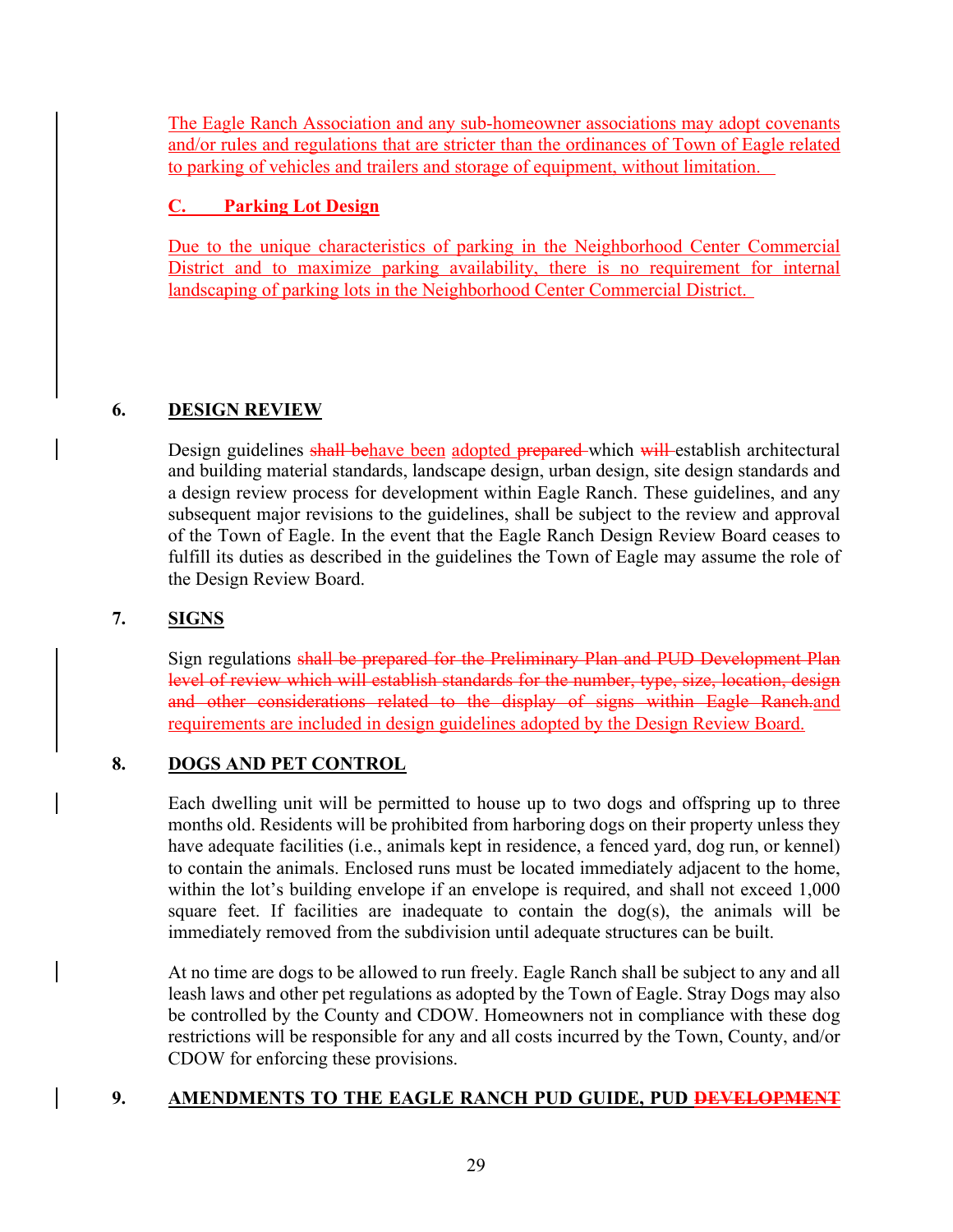The Eagle Ranch Association and any sub-homeowner associations may adopt covenants and/or rules and regulations that are stricter than the ordinances of Town of Eagle related to parking of vehicles and trailers and storage of equipment, without limitation.

**C. Parking Lot Design**

Due to the unique characteristics of parking in the Neighborhood Center Commercial District and to maximize parking availability, there is no requirement for internal landscaping of parking lots in the Neighborhood Center Commercial District.

## 6. DESIGN REVIEW

Design guidelines ~~shall be~~have been adopted ~~prepared~~ which ~~will~~ establish architectural and building material standards, landscape design, urban design, site design standards and a design review process for development within Eagle Ranch. These guidelines, and any subsequent major revisions to the guidelines, shall be subject to the review and approval of the Town of Eagle. In the event that the Eagle Ranch Design Review Board ceases to fulfill its duties as described in the guidelines the Town of Eagle may assume the role of the Design Review Board.

## 7. SIGNS

Sign regulations ~~shall be prepared for the Preliminary Plan and PUD Development Plan level of review which will establish standards for the number, type, size, location, design and other considerations related to the display of signs within Eagle Ranch.~~and requirements are included in design guidelines adopted by the Design Review Board.

## 8. DOGS AND PET CONTROL

Each dwelling unit will be permitted to house up to two dogs and offspring up to three months old. Residents will be prohibited from harboring dogs on their property unless they have adequate facilities (i.e., animals kept in residence, a fenced yard, dog run, or kennel) to contain the animals. Enclosed runs must be located immediately adjacent to the home, within the lot's building envelope if an envelope is required, and shall not exceed 1,000 square feet. If facilities are inadequate to contain the dog(s), the animals will be immediately removed from the subdivision until adequate structures can be built.

At no time are dogs to be allowed to run freely. Eagle Ranch shall be subject to any and all leash laws and other pet regulations as adopted by the Town of Eagle. Stray Dogs may also be controlled by the County and CDOW. Homeowners not in compliance with these dog restrictions will be responsible for any and all costs incurred by the Town, County, and/or CDOW for enforcing these provisions.

## 9. AMENDMENTS TO THE EAGLE RANCH PUD GUIDE, PUD ~~DEVELOPMENT~~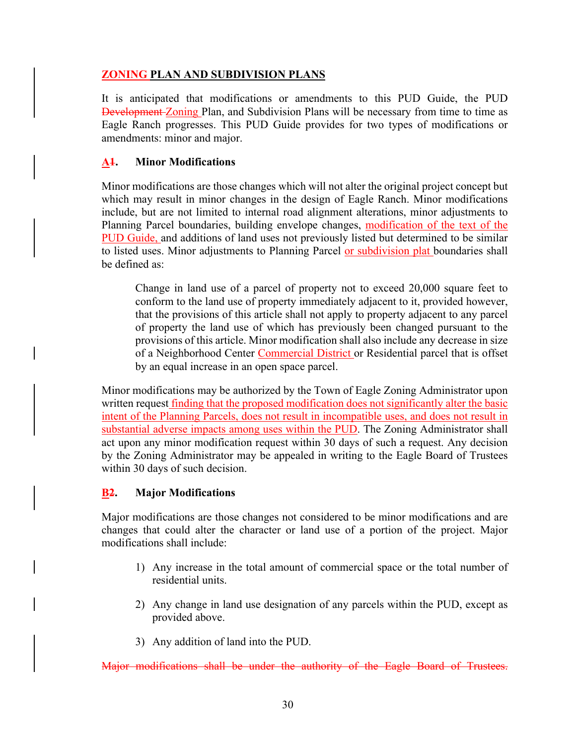**ZONING PLAN AND SUBDIVISION PLANS**

It is anticipated that modifications or amendments to this PUD Guide, the PUD ~~Development~~ Zoning Plan, and Subdivision Plans will be necessary from time to time as Eagle Ranch progresses. This PUD Guide provides for two types of modifications or amendments: minor and major.

**A~~1~~. Minor Modifications**

Minor modifications are those changes which will not alter the original project concept but which may result in minor changes in the design of Eagle Ranch. Minor modifications include, but are not limited to internal road alignment alterations, minor adjustments to Planning Parcel boundaries, building envelope changes, modification of the text of the PUD Guide, and additions of land uses not previously listed but determined to be similar to listed uses. Minor adjustments to Planning Parcel or subdivision plat boundaries shall be defined as:

> Change in land use of a parcel of property not to exceed 20,000 square feet to conform to the land use of property immediately adjacent to it, provided however, that the provisions of this article shall not apply to property adjacent to any parcel of property the land use of which has previously been changed pursuant to the provisions of this article. Minor modification shall also include any decrease in size of a Neighborhood Center Commercial District or Residential parcel that is offset by an equal increase in an open space parcel.

Minor modifications may be authorized by the Town of Eagle Zoning Administrator upon written request finding that the proposed modification does not significantly alter the basic intent of the Planning Parcels, does not result in incompatible uses, and does not result in substantial adverse impacts among uses within the PUD. The Zoning Administrator shall act upon any minor modification request within 30 days of such a request. Any decision by the Zoning Administrator may be appealed in writing to the Eagle Board of Trustees within 30 days of such decision.

**B~~2~~. Major Modifications**

Major modifications are those changes not considered to be minor modifications and are changes that could alter the character or land use of a portion of the project. Major modifications shall include:

1) Any increase in the total amount of commercial space or the total number of residential units.

2) Any change in land use designation of any parcels within the PUD, except as provided above.

3) Any addition of land into the PUD.

~~Major modifications shall be under the authority of the Eagle Board of Trustees.~~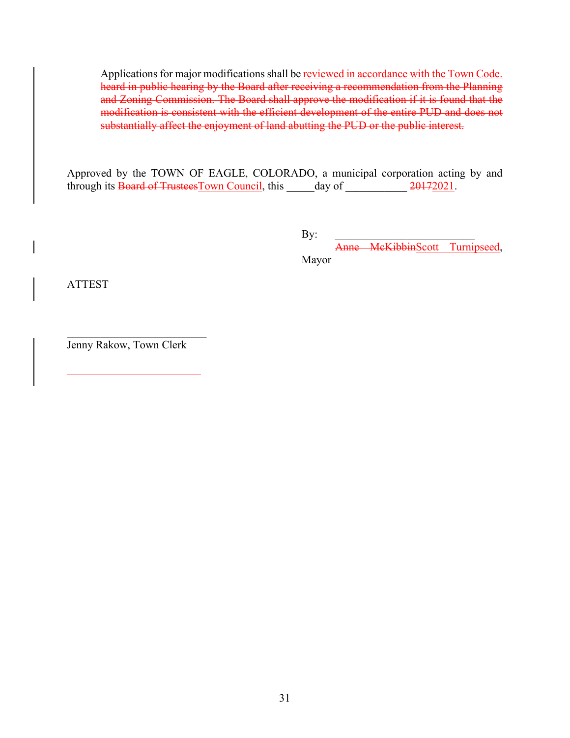Applications for major modifications shall be <u>reviewed in accordance with the Town Code.</u> ~~heard in public hearing by the Board after receiving a recommendation from the Planning and Zoning Commission. The Board shall approve the modification if it is found that the modification is consistent with the efficient development of the entire PUD and does not substantially affect the enjoyment of land abutting the PUD or the public interest.~~

Approved by the TOWN OF EAGLE, COLORADO, a municipal corporation acting by and through its ~~Board of Trustees~~<u>Town Council</u>, this _____day of ___________ ~~2017~~<u>2021</u>.

By: ________________________

~~Anne McKibbin~~<u>Scott Turnipseed</u>, Mayor

ATTEST

__________________________

Jenny Rakow, Town Clerk

__________________________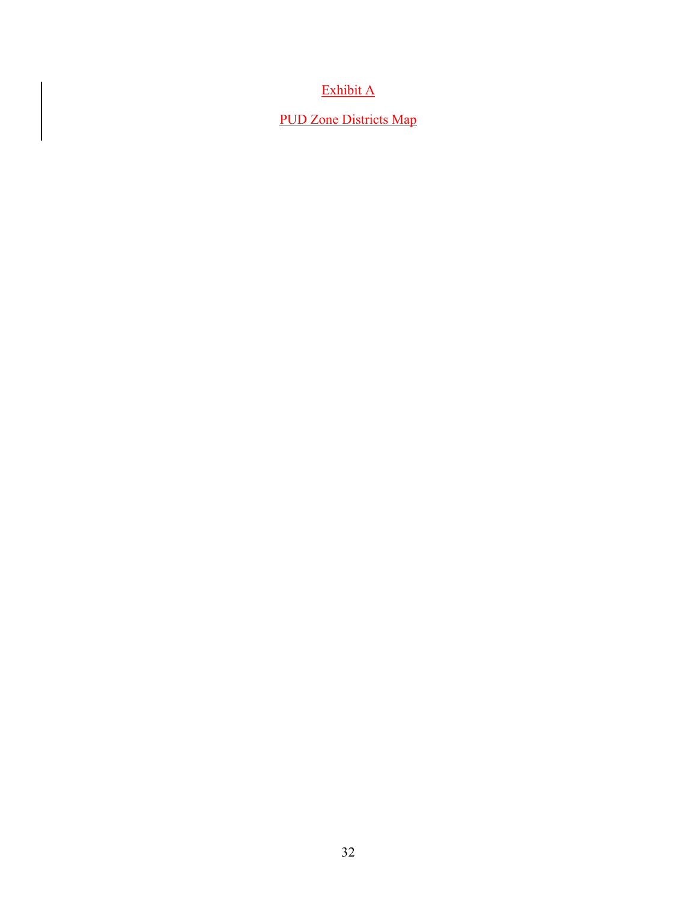Exhibit A

PUD Zone Districts Map